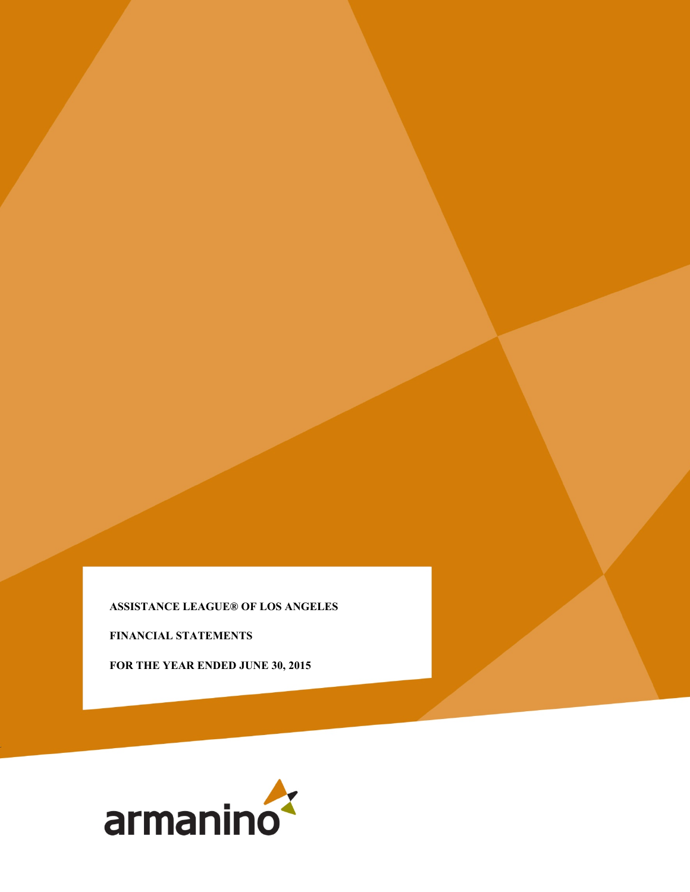# ASSISTANCE LEAGUE® OF LOS ANGELES

## FINANCIAL STATEMENTS

## FOR THE YEAR ENDED JUNE 30, 2015

armanino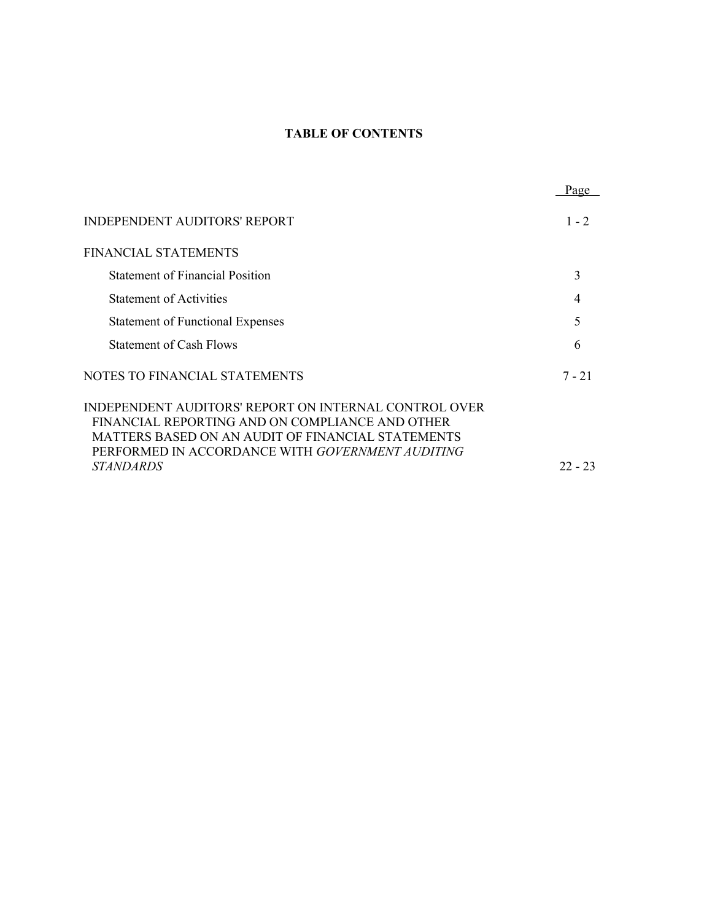# TABLE OF CONTENTS

| | Page |
|---|---|
| INDEPENDENT AUDITORS' REPORT | 1 - 2 |
| FINANCIAL STATEMENTS | |
| Statement of Financial Position | 3 |
| Statement of Activities | 4 |
| Statement of Functional Expenses | 5 |
| Statement of Cash Flows | 6 |
| NOTES TO FINANCIAL STATEMENTS | 7 - 21 |
| INDEPENDENT AUDITORS' REPORT ON INTERNAL CONTROL OVER FINANCIAL REPORTING AND ON COMPLIANCE AND OTHER MATTERS BASED ON AN AUDIT OF FINANCIAL STATEMENTS PERFORMED IN ACCORDANCE WITH *GOVERNMENT AUDITING STANDARDS* | 22 - 23 |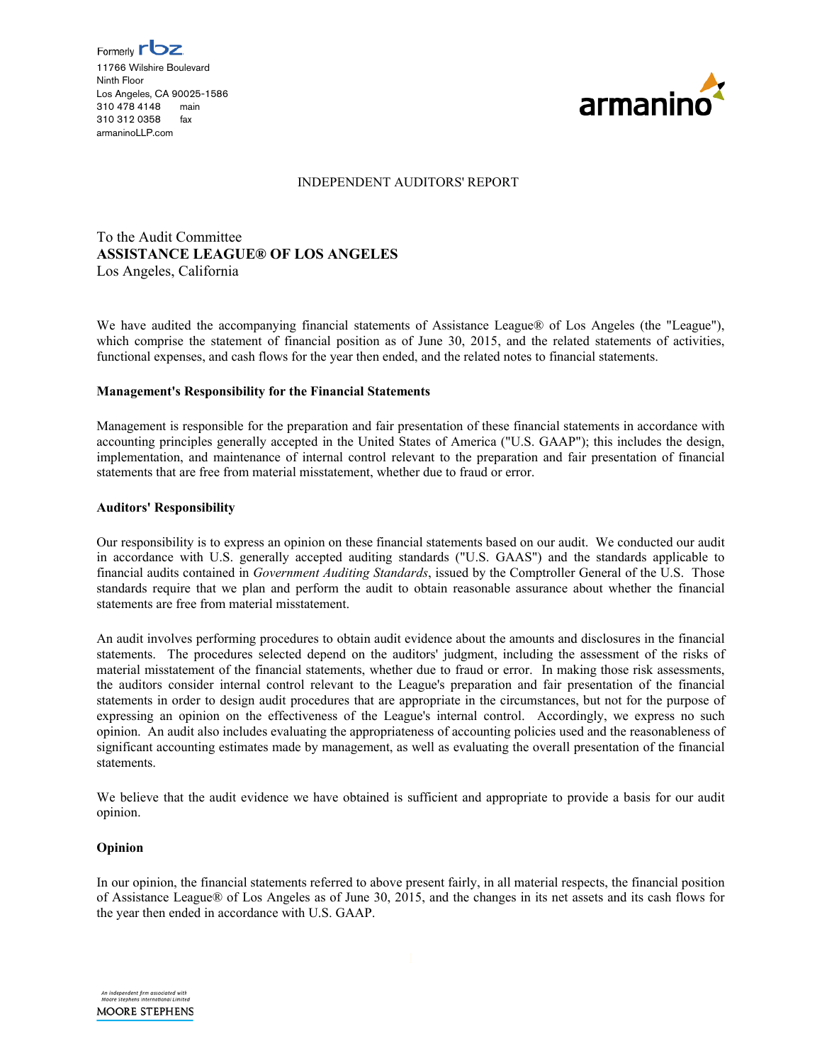Formerly rbz

11766 Wilshire Boulevard
Ninth Floor
Los Angeles, CA 90025-1586
310 478 4148 main
310 312 0358 fax
armaninoLLP.com

armanino

INDEPENDENT AUDITORS' REPORT

To the Audit Committee
**ASSISTANCE LEAGUE® OF LOS ANGELES**
Los Angeles, California

We have audited the accompanying financial statements of Assistance League® of Los Angeles (the "League"), which comprise the statement of financial position as of June 30, 2015, and the related statements of activities, functional expenses, and cash flows for the year then ended, and the related notes to financial statements.

**Management's Responsibility for the Financial Statements**

Management is responsible for the preparation and fair presentation of these financial statements in accordance with accounting principles generally accepted in the United States of America ("U.S. GAAP"); this includes the design, implementation, and maintenance of internal control relevant to the preparation and fair presentation of financial statements that are free from material misstatement, whether due to fraud or error.

**Auditors' Responsibility**

Our responsibility is to express an opinion on these financial statements based on our audit. We conducted our audit in accordance with U.S. generally accepted auditing standards ("U.S. GAAS") and the standards applicable to financial audits contained in *Government Auditing Standards*, issued by the Comptroller General of the U.S. Those standards require that we plan and perform the audit to obtain reasonable assurance about whether the financial statements are free from material misstatement.

An audit involves performing procedures to obtain audit evidence about the amounts and disclosures in the financial statements. The procedures selected depend on the auditors' judgment, including the assessment of the risks of material misstatement of the financial statements, whether due to fraud or error. In making those risk assessments, the auditors consider internal control relevant to the League's preparation and fair presentation of the financial statements in order to design audit procedures that are appropriate in the circumstances, but not for the purpose of expressing an opinion on the effectiveness of the League's internal control. Accordingly, we express no such opinion. An audit also includes evaluating the appropriateness of accounting policies used and the reasonableness of significant accounting estimates made by management, as well as evaluating the overall presentation of the financial statements.

We believe that the audit evidence we have obtained is sufficient and appropriate to provide a basis for our audit opinion.

**Opinion**

In our opinion, the financial statements referred to above present fairly, in all material respects, the financial position of Assistance League® of Los Angeles as of June 30, 2015, and the changes in its net assets and its cash flows for the year then ended in accordance with U.S. GAAP.

An independent firm associated with Moore Stephens International Limited
MOORE STEPHENS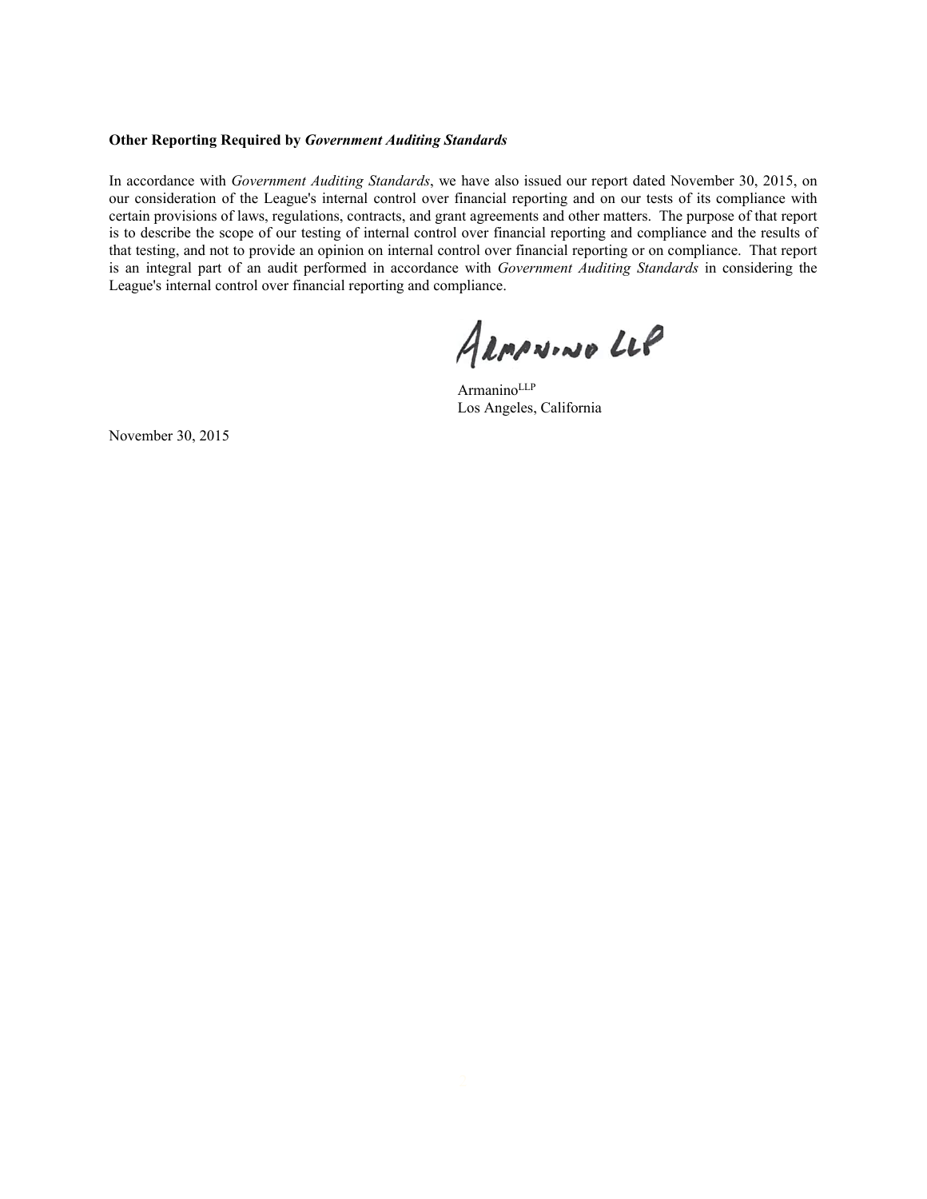**Other Reporting Required by *Government Auditing Standards***

In accordance with *Government Auditing Standards*, we have also issued our report dated November 30, 2015, on our consideration of the League's internal control over financial reporting and on our tests of its compliance with certain provisions of laws, regulations, contracts, and grant agreements and other matters. The purpose of that report is to describe the scope of our testing of internal control over financial reporting and compliance and the results of that testing, and not to provide an opinion on internal control over financial reporting or on compliance. That report is an integral part of an audit performed in accordance with *Government Auditing Standards* in considering the League's internal control over financial reporting and compliance.

Armanino LLP

Armanino[LLP]
Los Angeles, California

November 30, 2015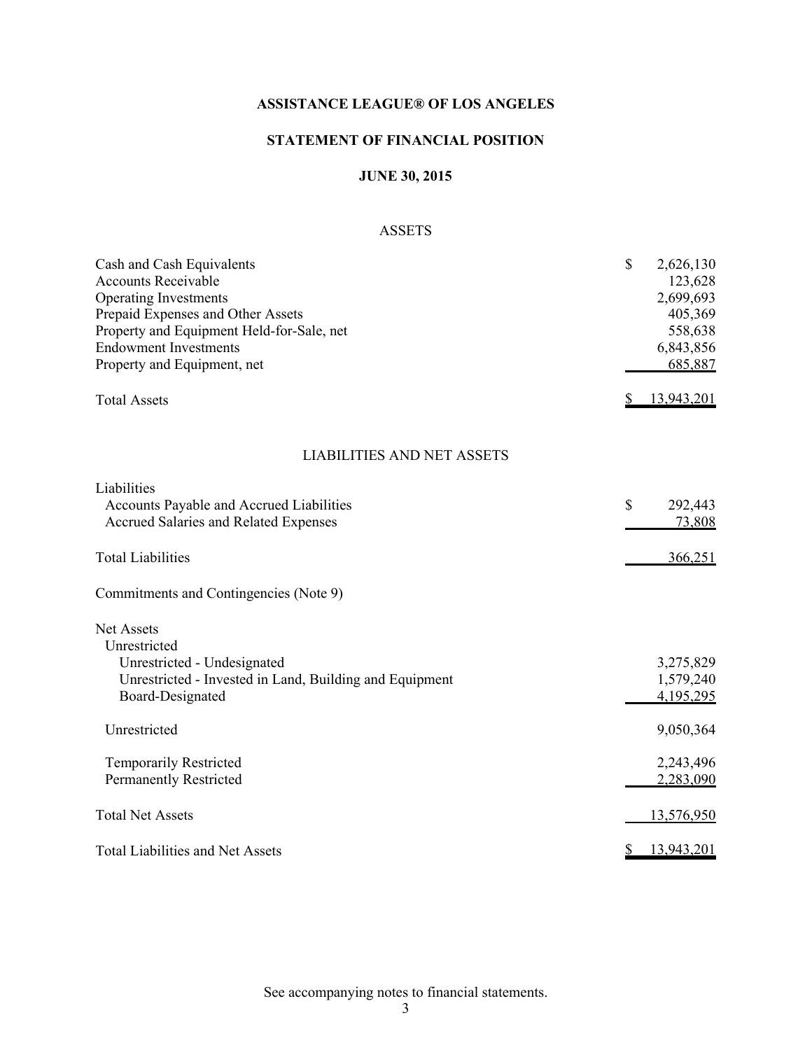**ASSISTANCE LEAGUE® OF LOS ANGELES**

**STATEMENT OF FINANCIAL POSITION**

**JUNE 30, 2015**

ASSETS

| | |
|---|---:|
| Cash and Cash Equivalents | $ 2,626,130 |
| Accounts Receivable | 123,628 |
| Operating Investments | 2,699,693 |
| Prepaid Expenses and Other Assets | 405,369 |
| Property and Equipment Held-for-Sale, net | 558,638 |
| Endowment Investments | 6,843,856 |
| Property and Equipment, net | 685,887 |
| Total Assets | $ 13,943,201 |

LIABILITIES AND NET ASSETS

| | |
|---|---:|
| Liabilities | |
| Accounts Payable and Accrued Liabilities | $ 292,443 |
| Accrued Salaries and Related Expenses | 73,808 |
| Total Liabilities | 366,251 |
| Commitments and Contingencies (Note 9) | |
| Net Assets | |
| Unrestricted | |
| Unrestricted - Undesignated | 3,275,829 |
| Unrestricted - Invested in Land, Building and Equipment | 1,579,240 |
| Board-Designated | 4,195,295 |
| Unrestricted | 9,050,364 |
| Temporarily Restricted | 2,243,496 |
| Permanently Restricted | 2,283,090 |
| Total Net Assets | 13,576,950 |
| Total Liabilities and Net Assets | $ 13,943,201 |

See accompanying notes to financial statements.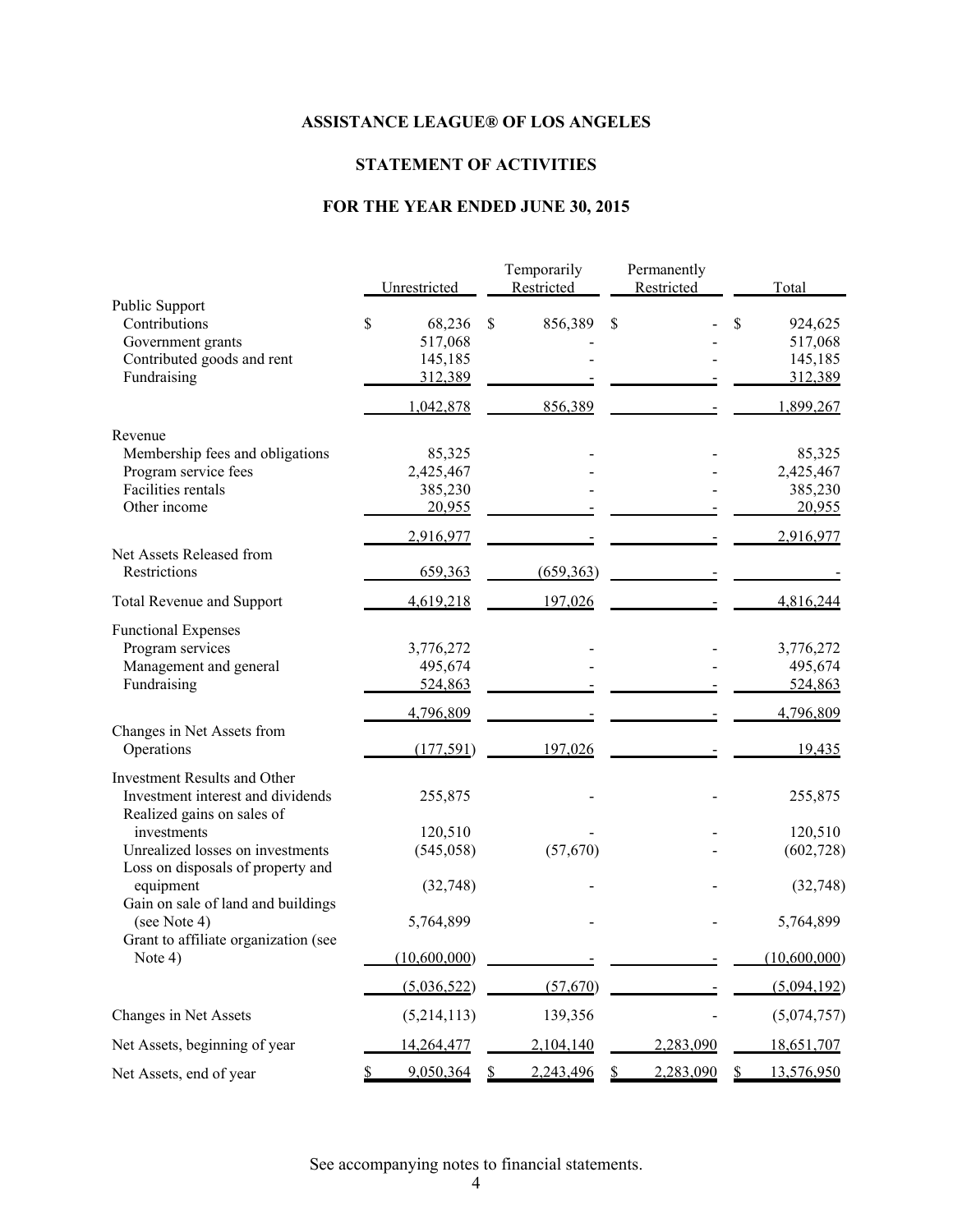# ASSISTANCE LEAGUE® OF LOS ANGELES

## STATEMENT OF ACTIVITIES

### FOR THE YEAR ENDED JUNE 30, 2015

| | Unrestricted | Temporarily Restricted | Permanently Restricted | Total |
|---|---|---|---|---|
| **Public Support** | | | | |
| Contributions | $ 68,236 | $ 856,389 | $ - | $ 924,625 |
| Government grants | 517,068 | - | - | 517,068 |
| Contributed goods and rent | 145,185 | - | - | 145,185 |
| Fundraising | 312,389 | - | - | 312,389 |
| | 1,042,878 | 856,389 | - | 1,899,267 |
| **Revenue** | | | | |
| Membership fees and obligations | 85,325 | - | - | 85,325 |
| Program service fees | 2,425,467 | - | - | 2,425,467 |
| Facilities rentals | 385,230 | - | - | 385,230 |
| Other income | 20,955 | - | - | 20,955 |
| | 2,916,977 | - | - | 2,916,977 |
| Net Assets Released from Restrictions | 659,363 | (659,363) | - | - |
| Total Revenue and Support | 4,619,218 | 197,026 | - | 4,816,244 |
| **Functional Expenses** | | | | |
| Program services | 3,776,272 | - | - | 3,776,272 |
| Management and general | 495,674 | - | - | 495,674 |
| Fundraising | 524,863 | - | - | 524,863 |
| | 4,796,809 | - | - | 4,796,809 |
| Changes in Net Assets from Operations | (177,591) | 197,026 | - | 19,435 |
| **Investment Results and Other** | | | | |
| Investment interest and dividends | 255,875 | - | - | 255,875 |
| Realized gains on sales of investments | 120,510 | - | - | 120,510 |
| Unrealized losses on investments | (545,058) | (57,670) | - | (602,728) |
| Loss on disposals of property and equipment | (32,748) | - | - | (32,748) |
| Gain on sale of land and buildings (see Note 4) | 5,764,899 | - | - | 5,764,899 |
| Grant to affiliate organization (see Note 4) | (10,600,000) | - | - | (10,600,000) |
| | (5,036,522) | (57,670) | - | (5,094,192) |
| Changes in Net Assets | (5,214,113) | 139,356 | - | (5,074,757) |
| Net Assets, beginning of year | 14,264,477 | 2,104,140 | 2,283,090 | 18,651,707 |
| Net Assets, end of year | $ 9,050,364 | $ 2,243,496 | $ 2,283,090 | $ 13,576,950 |

See accompanying notes to financial statements.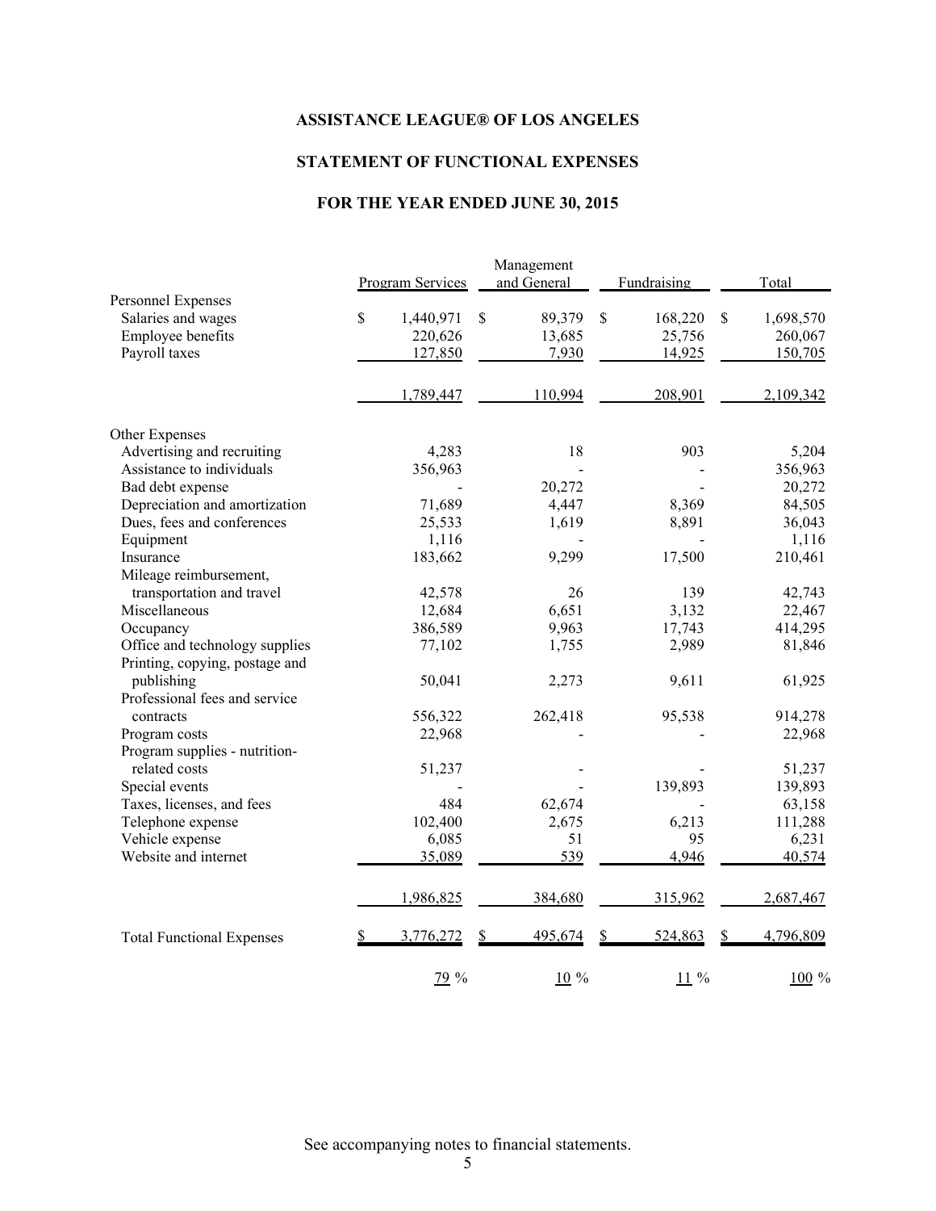# ASSISTANCE LEAGUE® OF LOS ANGELES

## STATEMENT OF FUNCTIONAL EXPENSES

### FOR THE YEAR ENDED JUNE 30, 2015

| | Program Services | Management and General | Fundraising | Total |
|---|---|---|---|---|
| **Personnel Expenses** | | | | |
| Salaries and wages | $ 1,440,971 | $ 89,379 | $ 168,220 | $ 1,698,570 |
| Employee benefits | 220,626 | 13,685 | 25,756 | 260,067 |
| Payroll taxes | 127,850 | 7,930 | 14,925 | 150,705 |
| | 1,789,447 | 110,994 | 208,901 | 2,109,342 |
| **Other Expenses** | | | | |
| Advertising and recruiting | 4,283 | 18 | 903 | 5,204 |
| Assistance to individuals | 356,963 | - | - | 356,963 |
| Bad debt expense | - | 20,272 | - | 20,272 |
| Depreciation and amortization | 71,689 | 4,447 | 8,369 | 84,505 |
| Dues, fees and conferences | 25,533 | 1,619 | 8,891 | 36,043 |
| Equipment | 1,116 | - | - | 1,116 |
| Insurance | 183,662 | 9,299 | 17,500 | 210,461 |
| Mileage reimbursement, transportation and travel | 42,578 | 26 | 139 | 42,743 |
| Miscellaneous | 12,684 | 6,651 | 3,132 | 22,467 |
| Occupancy | 386,589 | 9,963 | 17,743 | 414,295 |
| Office and technology supplies | 77,102 | 1,755 | 2,989 | 81,846 |
| Printing, copying, postage and publishing | 50,041 | 2,273 | 9,611 | 61,925 |
| Professional fees and service contracts | 556,322 | 262,418 | 95,538 | 914,278 |
| Program costs | 22,968 | - | - | 22,968 |
| Program supplies - nutrition-related costs | 51,237 | - | - | 51,237 |
| Special events | - | - | 139,893 | 139,893 |
| Taxes, licenses, and fees | 484 | 62,674 | - | 63,158 |
| Telephone expense | 102,400 | 2,675 | 6,213 | 111,288 |
| Vehicle expense | 6,085 | 51 | 95 | 6,231 |
| Website and internet | 35,089 | 539 | 4,946 | 40,574 |
| | 1,986,825 | 384,680 | 315,962 | 2,687,467 |
| **Total Functional Expenses** | $ 3,776,272 | $ 495,674 | $ 524,863 | $ 4,796,809 |
| | 79 % | 10 % | 11 % | 100 % |

See accompanying notes to financial statements.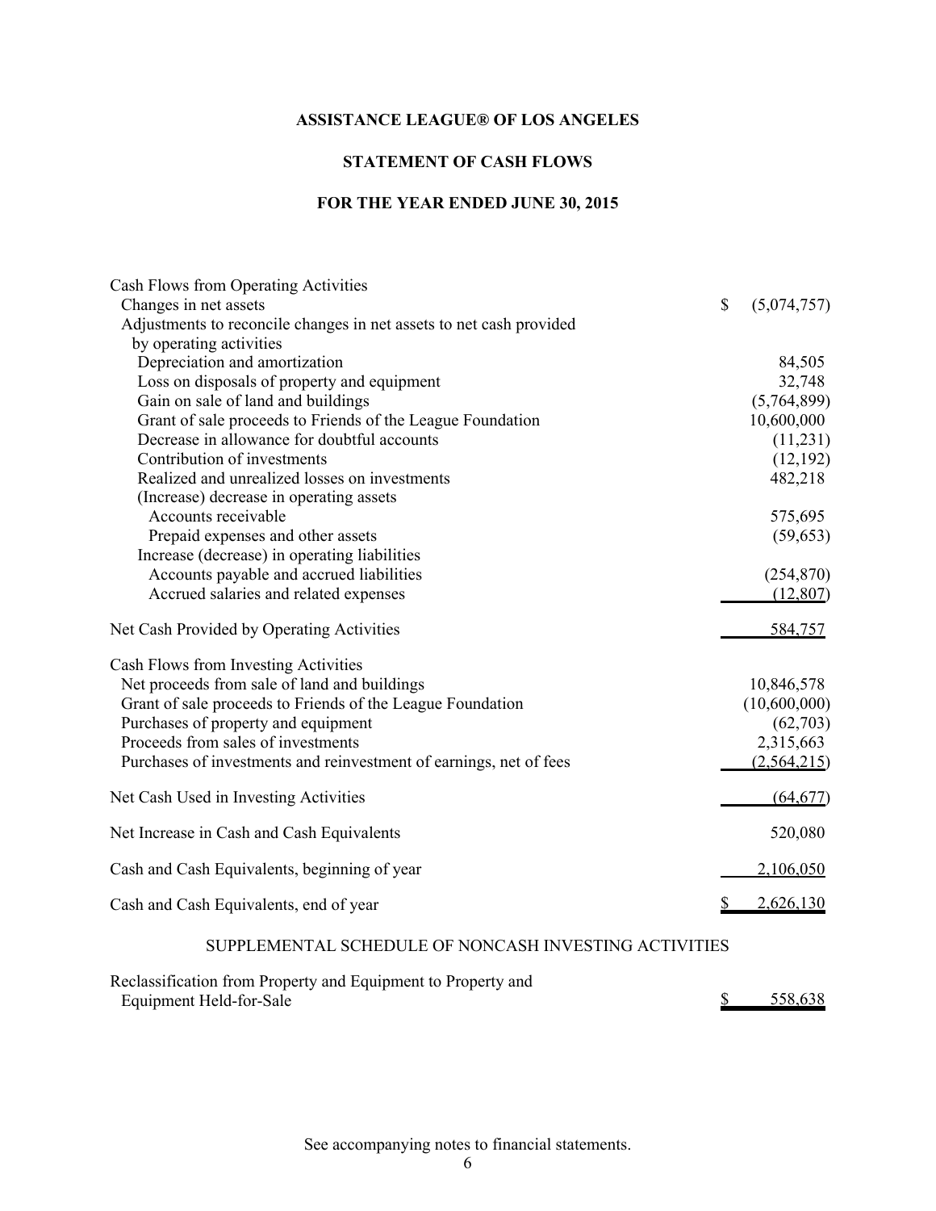# ASSISTANCE LEAGUE® OF LOS ANGELES

## STATEMENT OF CASH FLOWS

## FOR THE YEAR ENDED JUNE 30, 2015

| | |
|---|---|
| Cash Flows from Operating Activities | |
| Changes in net assets | $ (5,074,757) |
| Adjustments to reconcile changes in net assets to net cash provided by operating activities | |
| Depreciation and amortization | 84,505 |
| Loss on disposals of property and equipment | 32,748 |
| Gain on sale of land and buildings | (5,764,899) |
| Grant of sale proceeds to Friends of the League Foundation | 10,600,000 |
| Decrease in allowance for doubtful accounts | (11,231) |
| Contribution of investments | (12,192) |
| Realized and unrealized losses on investments | 482,218 |
| (Increase) decrease in operating assets | |
| Accounts receivable | 575,695 |
| Prepaid expenses and other assets | (59,653) |
| Increase (decrease) in operating liabilities | |
| Accounts payable and accrued liabilities | (254,870) |
| Accrued salaries and related expenses | (12,807) |
| Net Cash Provided by Operating Activities | 584,757 |
| Cash Flows from Investing Activities | |
| Net proceeds from sale of land and buildings | 10,846,578 |
| Grant of sale proceeds to Friends of the League Foundation | (10,600,000) |
| Purchases of property and equipment | (62,703) |
| Proceeds from sales of investments | 2,315,663 |
| Purchases of investments and reinvestment of earnings, net of fees | (2,564,215) |
| Net Cash Used in Investing Activities | (64,677) |
| Net Increase in Cash and Cash Equivalents | 520,080 |
| Cash and Cash Equivalents, beginning of year | 2,106,050 |
| Cash and Cash Equivalents, end of year | $ 2,626,130 |

SUPPLEMENTAL SCHEDULE OF NONCASH INVESTING ACTIVITIES

| | |
|---|---|
| Reclassification from Property and Equipment to Property and Equipment Held-for-Sale | $ 558,638 |

See accompanying notes to financial statements.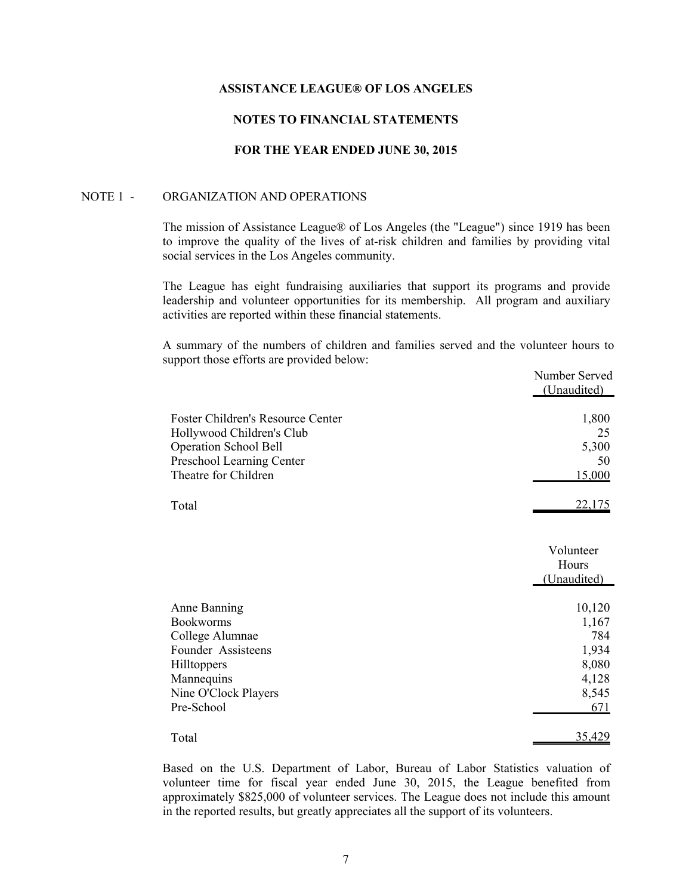**ASSISTANCE LEAGUE® OF LOS ANGELES**

**NOTES TO FINANCIAL STATEMENTS**

**FOR THE YEAR ENDED JUNE 30, 2015**

NOTE 1 - ORGANIZATION AND OPERATIONS

The mission of Assistance League® of Los Angeles (the "League") since 1919 has been to improve the quality of the lives of at-risk children and families by providing vital social services in the Los Angeles community.

The League has eight fundraising auxiliaries that support its programs and provide leadership and volunteer opportunities for its membership. All program and auxiliary activities are reported within these financial statements.

A summary of the numbers of children and families served and the volunteer hours to support those efforts are provided below:

| | Number Served (Unaudited) |
|---|---|
| Foster Children's Resource Center | 1,800 |
| Hollywood Children's Club | 25 |
| Operation School Bell | 5,300 |
| Preschool Learning Center | 50 |
| Theatre for Children | 15,000 |
| Total | 22,175 |

| | Volunteer Hours (Unaudited) |
|---|---|
| Anne Banning | 10,120 |
| Bookworms | 1,167 |
| College Alumnae | 784 |
| Founder Assisteens | 1,934 |
| Hilltoppers | 8,080 |
| Mannequins | 4,128 |
| Nine O'Clock Players | 8,545 |
| Pre-School | 671 |
| Total | 35,429 |

Based on the U.S. Department of Labor, Bureau of Labor Statistics valuation of volunteer time for fiscal year ended June 30, 2015, the League benefited from approximately $825,000 of volunteer services. The League does not include this amount in the reported results, but greatly appreciates all the support of its volunteers.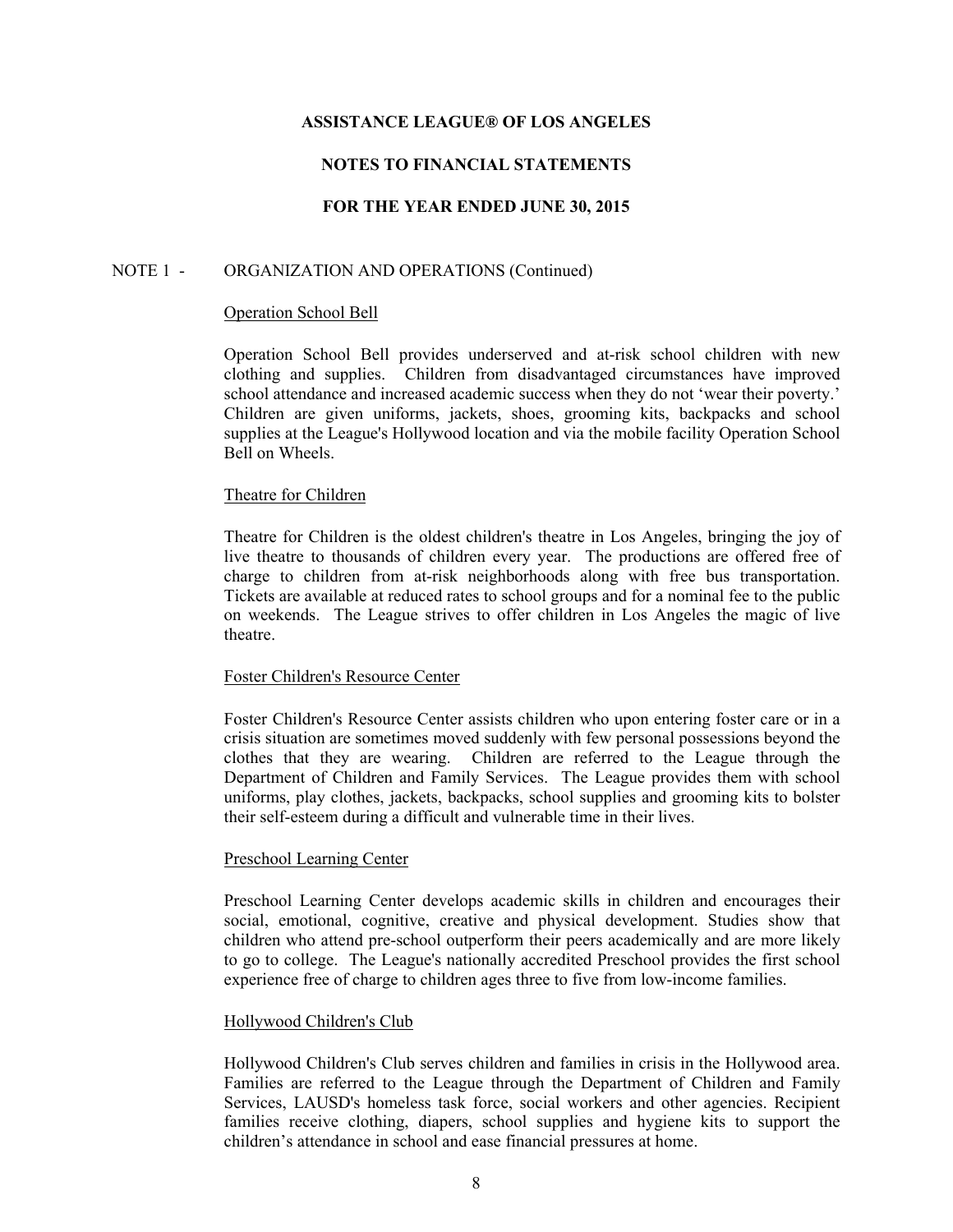**ASSISTANCE LEAGUE® OF LOS ANGELES**

**NOTES TO FINANCIAL STATEMENTS**

**FOR THE YEAR ENDED JUNE 30, 2015**

NOTE 1 - ORGANIZATION AND OPERATIONS (Continued)

Operation School Bell

Operation School Bell provides underserved and at-risk school children with new clothing and supplies. Children from disadvantaged circumstances have improved school attendance and increased academic success when they do not 'wear their poverty.' Children are given uniforms, jackets, shoes, grooming kits, backpacks and school supplies at the League's Hollywood location and via the mobile facility Operation School Bell on Wheels.

Theatre for Children

Theatre for Children is the oldest children's theatre in Los Angeles, bringing the joy of live theatre to thousands of children every year. The productions are offered free of charge to children from at-risk neighborhoods along with free bus transportation. Tickets are available at reduced rates to school groups and for a nominal fee to the public on weekends. The League strives to offer children in Los Angeles the magic of live theatre.

Foster Children's Resource Center

Foster Children's Resource Center assists children who upon entering foster care or in a crisis situation are sometimes moved suddenly with few personal possessions beyond the clothes that they are wearing. Children are referred to the League through the Department of Children and Family Services. The League provides them with school uniforms, play clothes, jackets, backpacks, school supplies and grooming kits to bolster their self-esteem during a difficult and vulnerable time in their lives.

Preschool Learning Center

Preschool Learning Center develops academic skills in children and encourages their social, emotional, cognitive, creative and physical development. Studies show that children who attend pre-school outperform their peers academically and are more likely to go to college. The League's nationally accredited Preschool provides the first school experience free of charge to children ages three to five from low-income families.

Hollywood Children's Club

Hollywood Children's Club serves children and families in crisis in the Hollywood area. Families are referred to the League through the Department of Children and Family Services, LAUSD's homeless task force, social workers and other agencies. Recipient families receive clothing, diapers, school supplies and hygiene kits to support the children's attendance in school and ease financial pressures at home.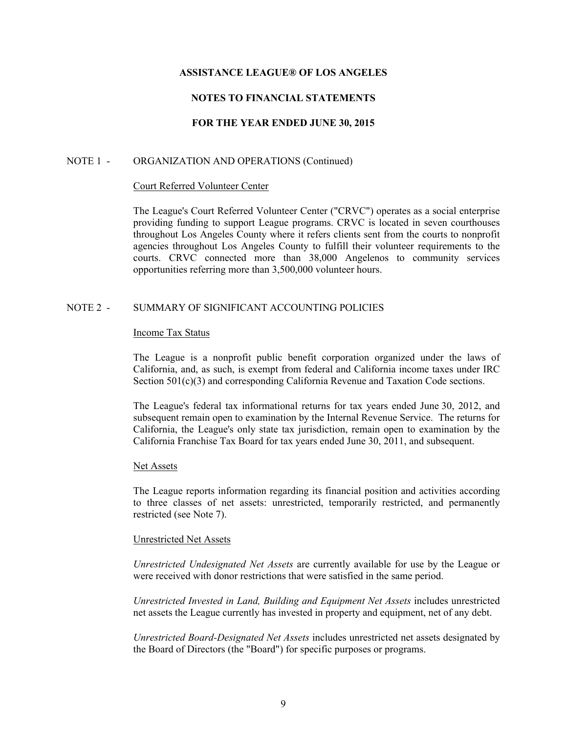# ASSISTANCE LEAGUE® OF LOS ANGELES

## NOTES TO FINANCIAL STATEMENTS

## FOR THE YEAR ENDED JUNE 30, 2015

NOTE 1 - ORGANIZATION AND OPERATIONS (Continued)

Court Referred Volunteer Center

The League's Court Referred Volunteer Center ("CRVC") operates as a social enterprise providing funding to support League programs. CRVC is located in seven courthouses throughout Los Angeles County where it refers clients sent from the courts to nonprofit agencies throughout Los Angeles County to fulfill their volunteer requirements to the courts. CRVC connected more than 38,000 Angelenos to community services opportunities referring more than 3,500,000 volunteer hours.

NOTE 2 - SUMMARY OF SIGNIFICANT ACCOUNTING POLICIES

Income Tax Status

The League is a nonprofit public benefit corporation organized under the laws of California, and, as such, is exempt from federal and California income taxes under IRC Section 501(c)(3) and corresponding California Revenue and Taxation Code sections.

The League's federal tax informational returns for tax years ended June 30, 2012, and subsequent remain open to examination by the Internal Revenue Service. The returns for California, the League's only state tax jurisdiction, remain open to examination by the California Franchise Tax Board for tax years ended June 30, 2011, and subsequent.

Net Assets

The League reports information regarding its financial position and activities according to three classes of net assets: unrestricted, temporarily restricted, and permanently restricted (see Note 7).

Unrestricted Net Assets

*Unrestricted Undesignated Net Assets* are currently available for use by the League or were received with donor restrictions that were satisfied in the same period.

*Unrestricted Invested in Land, Building and Equipment Net Assets* includes unrestricted net assets the League currently has invested in property and equipment, net of any debt.

*Unrestricted Board-Designated Net Assets* includes unrestricted net assets designated by the Board of Directors (the "Board") for specific purposes or programs.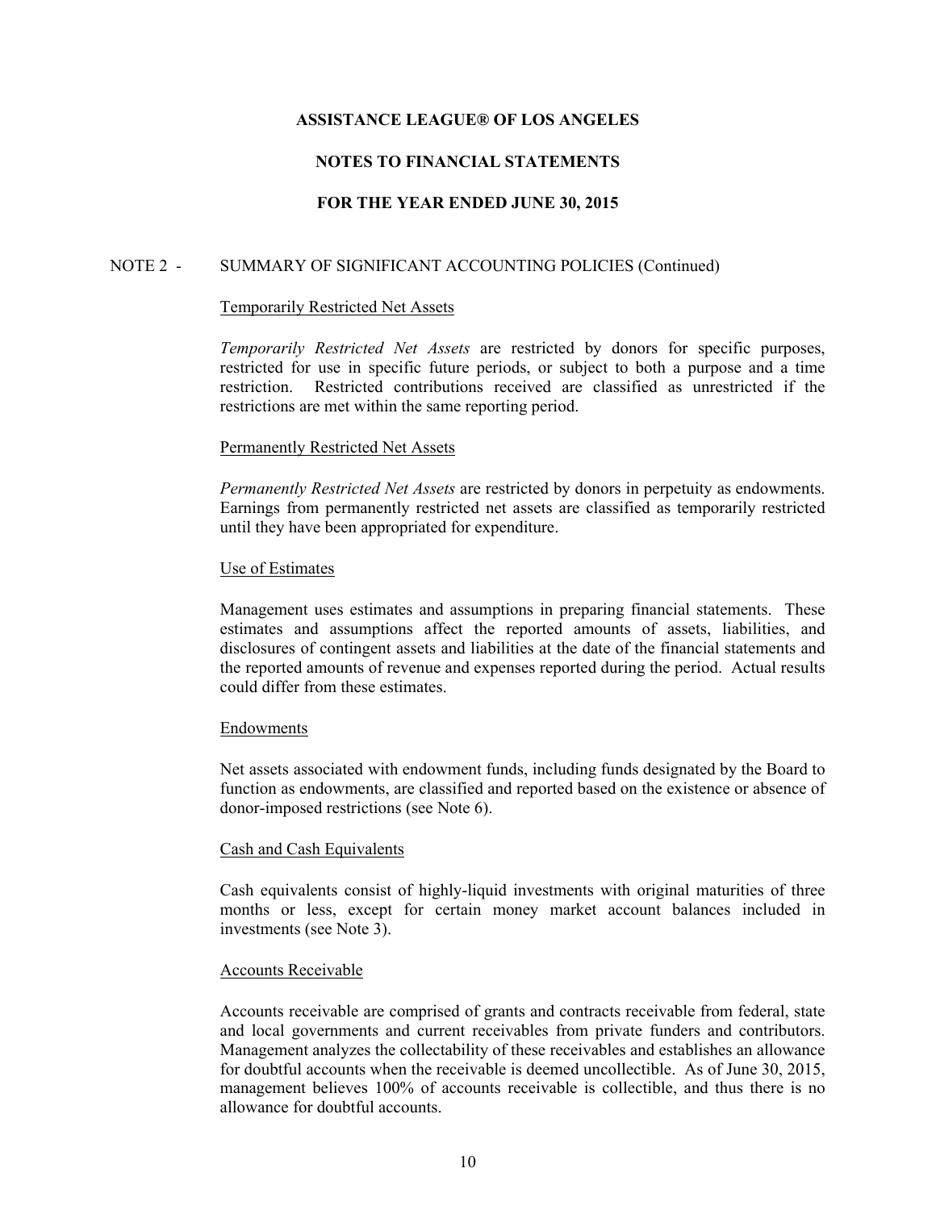# ASSISTANCE LEAGUE® OF LOS ANGELES

## NOTES TO FINANCIAL STATEMENTS

## FOR THE YEAR ENDED JUNE 30, 2015

NOTE 2 - SUMMARY OF SIGNIFICANT ACCOUNTING POLICIES (Continued)

Temporarily Restricted Net Assets

*Temporarily Restricted Net Assets* are restricted by donors for specific purposes, restricted for use in specific future periods, or subject to both a purpose and a time restriction. Restricted contributions received are classified as unrestricted if the restrictions are met within the same reporting period.

Permanently Restricted Net Assets

*Permanently Restricted Net Assets* are restricted by donors in perpetuity as endowments. Earnings from permanently restricted net assets are classified as temporarily restricted until they have been appropriated for expenditure.

Use of Estimates

Management uses estimates and assumptions in preparing financial statements. These estimates and assumptions affect the reported amounts of assets, liabilities, and disclosures of contingent assets and liabilities at the date of the financial statements and the reported amounts of revenue and expenses reported during the period. Actual results could differ from these estimates.

Endowments

Net assets associated with endowment funds, including funds designated by the Board to function as endowments, are classified and reported based on the existence or absence of donor-imposed restrictions (see Note 6).

Cash and Cash Equivalents

Cash equivalents consist of highly-liquid investments with original maturities of three months or less, except for certain money market account balances included in investments (see Note 3).

Accounts Receivable

Accounts receivable are comprised of grants and contracts receivable from federal, state and local governments and current receivables from private funders and contributors. Management analyzes the collectability of these receivables and establishes an allowance for doubtful accounts when the receivable is deemed uncollectible. As of June 30, 2015, management believes 100% of accounts receivable is collectible, and thus there is no allowance for doubtful accounts.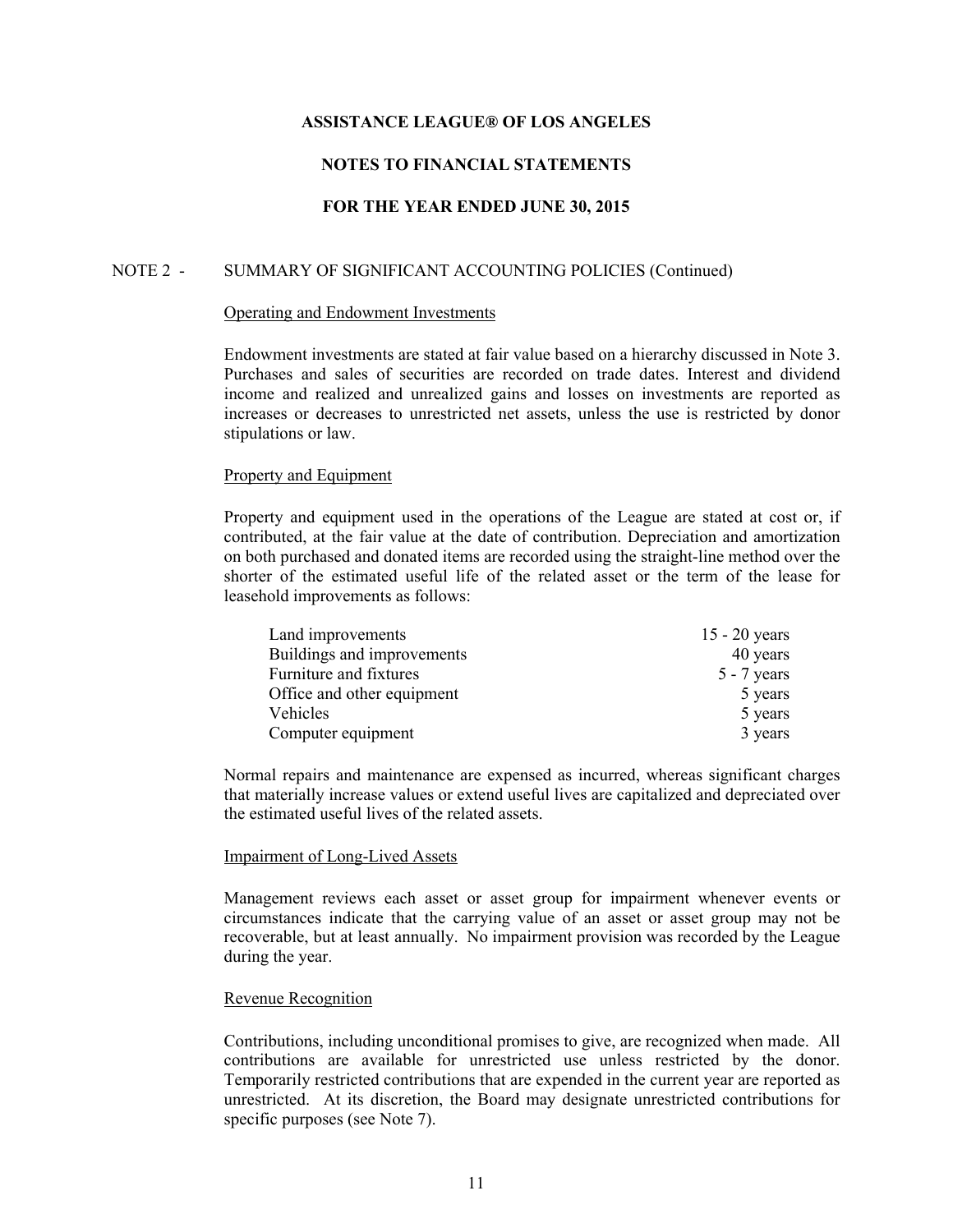**ASSISTANCE LEAGUE® OF LOS ANGELES**

**NOTES TO FINANCIAL STATEMENTS**

**FOR THE YEAR ENDED JUNE 30, 2015**

NOTE 2 - SUMMARY OF SIGNIFICANT ACCOUNTING POLICIES (Continued)

Operating and Endowment Investments

Endowment investments are stated at fair value based on a hierarchy discussed in Note 3. Purchases and sales of securities are recorded on trade dates. Interest and dividend income and realized and unrealized gains and losses on investments are reported as increases or decreases to unrestricted net assets, unless the use is restricted by donor stipulations or law.

Property and Equipment

Property and equipment used in the operations of the League are stated at cost or, if contributed, at the fair value at the date of contribution. Depreciation and amortization on both purchased and donated items are recorded using the straight-line method over the shorter of the estimated useful life of the related asset or the term of the lease for leasehold improvements as follows:

| | |
|---|---|
| Land improvements | 15 - 20 years |
| Buildings and improvements | 40 years |
| Furniture and fixtures | 5 - 7 years |
| Office and other equipment | 5 years |
| Vehicles | 5 years |
| Computer equipment | 3 years |

Normal repairs and maintenance are expensed as incurred, whereas significant charges that materially increase values or extend useful lives are capitalized and depreciated over the estimated useful lives of the related assets.

Impairment of Long-Lived Assets

Management reviews each asset or asset group for impairment whenever events or circumstances indicate that the carrying value of an asset or asset group may not be recoverable, but at least annually. No impairment provision was recorded by the League during the year.

Revenue Recognition

Contributions, including unconditional promises to give, are recognized when made. All contributions are available for unrestricted use unless restricted by the donor. Temporarily restricted contributions that are expended in the current year are reported as unrestricted. At its discretion, the Board may designate unrestricted contributions for specific purposes (see Note 7).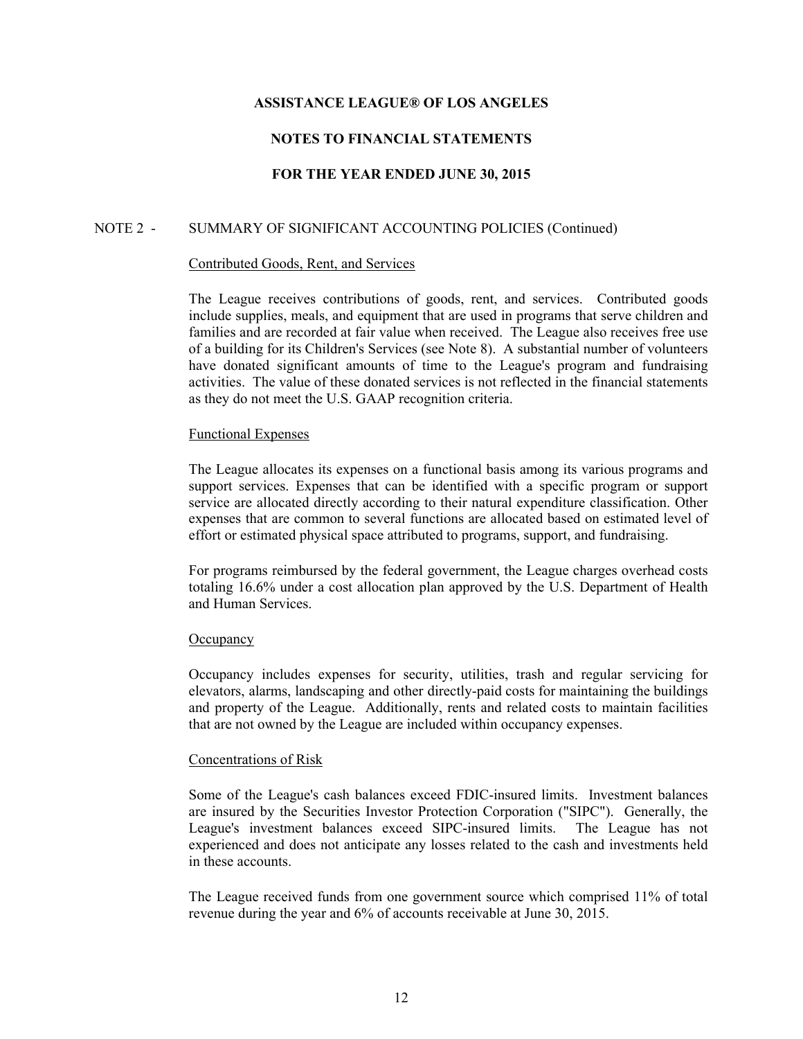**ASSISTANCE LEAGUE® OF LOS ANGELES**

**NOTES TO FINANCIAL STATEMENTS**

**FOR THE YEAR ENDED JUNE 30, 2015**

NOTE 2 - SUMMARY OF SIGNIFICANT ACCOUNTING POLICIES (Continued)

<u>Contributed Goods, Rent, and Services</u>

The League receives contributions of goods, rent, and services. Contributed goods include supplies, meals, and equipment that are used in programs that serve children and families and are recorded at fair value when received. The League also receives free use of a building for its Children's Services (see Note 8). A substantial number of volunteers have donated significant amounts of time to the League's program and fundraising activities. The value of these donated services is not reflected in the financial statements as they do not meet the U.S. GAAP recognition criteria.

<u>Functional Expenses</u>

The League allocates its expenses on a functional basis among its various programs and support services. Expenses that can be identified with a specific program or support service are allocated directly according to their natural expenditure classification. Other expenses that are common to several functions are allocated based on estimated level of effort or estimated physical space attributed to programs, support, and fundraising.

For programs reimbursed by the federal government, the League charges overhead costs totaling 16.6% under a cost allocation plan approved by the U.S. Department of Health and Human Services.

<u>Occupancy</u>

Occupancy includes expenses for security, utilities, trash and regular servicing for elevators, alarms, landscaping and other directly-paid costs for maintaining the buildings and property of the League. Additionally, rents and related costs to maintain facilities that are not owned by the League are included within occupancy expenses.

<u>Concentrations of Risk</u>

Some of the League's cash balances exceed FDIC-insured limits. Investment balances are insured by the Securities Investor Protection Corporation ("SIPC"). Generally, the League's investment balances exceed SIPC-insured limits. The League has not experienced and does not anticipate any losses related to the cash and investments held in these accounts.

The League received funds from one government source which comprised 11% of total revenue during the year and 6% of accounts receivable at June 30, 2015.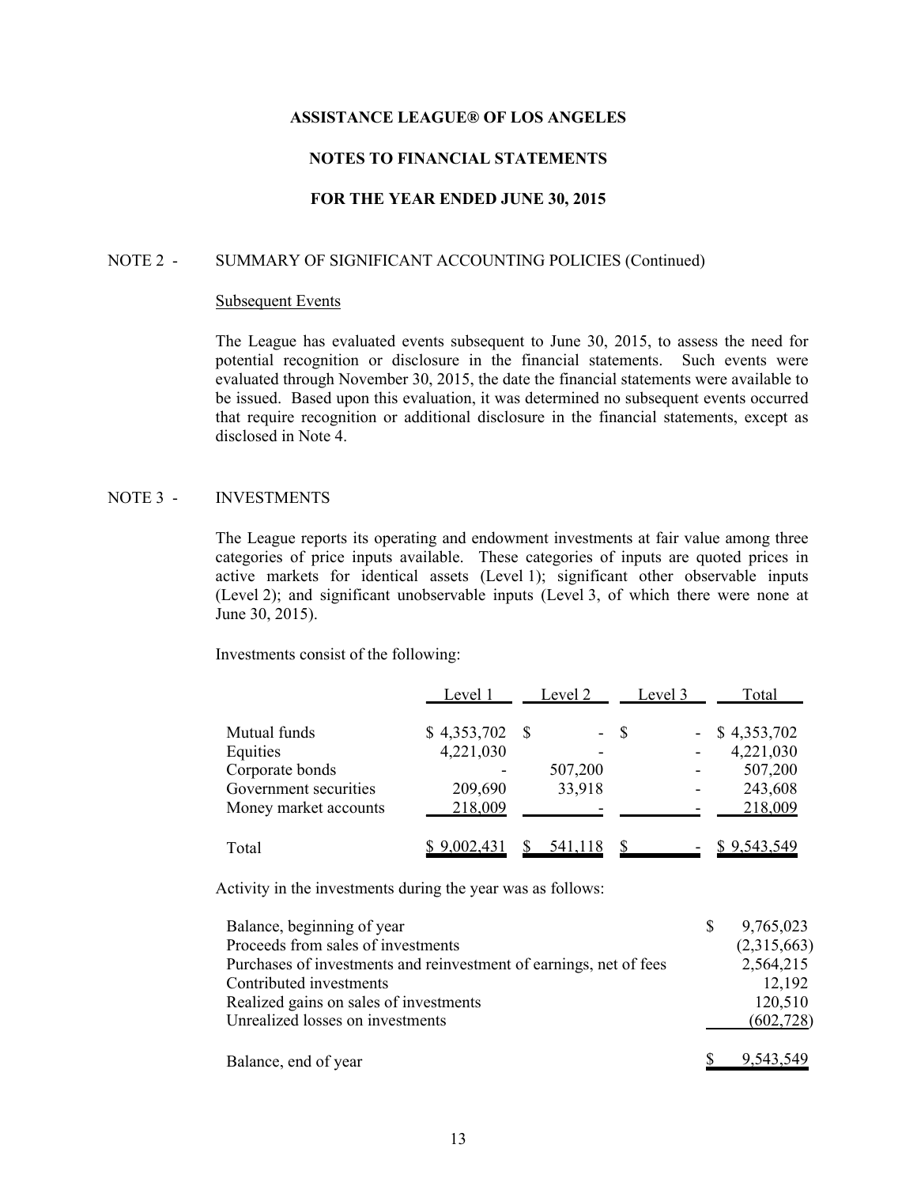# ASSISTANCE LEAGUE® OF LOS ANGELES

## NOTES TO FINANCIAL STATEMENTS

## FOR THE YEAR ENDED JUNE 30, 2015

NOTE 2 - SUMMARY OF SIGNIFICANT ACCOUNTING POLICIES (Continued)

Subsequent Events

The League has evaluated events subsequent to June 30, 2015, to assess the need for potential recognition or disclosure in the financial statements. Such events were evaluated through November 30, 2015, the date the financial statements were available to be issued. Based upon this evaluation, it was determined no subsequent events occurred that require recognition or additional disclosure in the financial statements, except as disclosed in Note 4.

NOTE 3 - INVESTMENTS

The League reports its operating and endowment investments at fair value among three categories of price inputs available. These categories of inputs are quoted prices in active markets for identical assets (Level 1); significant other observable inputs (Level 2); and significant unobservable inputs (Level 3, of which there were none at June 30, 2015).

Investments consist of the following:

| | Level 1 | Level 2 | Level 3 | Total |
|---|---|---|---|---|
| Mutual funds | $ 4,353,702 | $ - | $ - | $ 4,353,702 |
| Equities | 4,221,030 | - | - | 4,221,030 |
| Corporate bonds | - | 507,200 | - | 507,200 |
| Government securities | 209,690 | 33,918 | - | 243,608 |
| Money market accounts | 218,009 | - | - | 218,009 |
| Total | $ 9,002,431 | $ 541,118 | $ - | $ 9,543,549 |

Activity in the investments during the year was as follows:

| | |
|---|---|
| Balance, beginning of year | $ 9,765,023 |
| Proceeds from sales of investments | (2,315,663) |
| Purchases of investments and reinvestment of earnings, net of fees | 2,564,215 |
| Contributed investments | 12,192 |
| Realized gains on sales of investments | 120,510 |
| Unrealized losses on investments | (602,728) |
| Balance, end of year | $ 9,543,549 |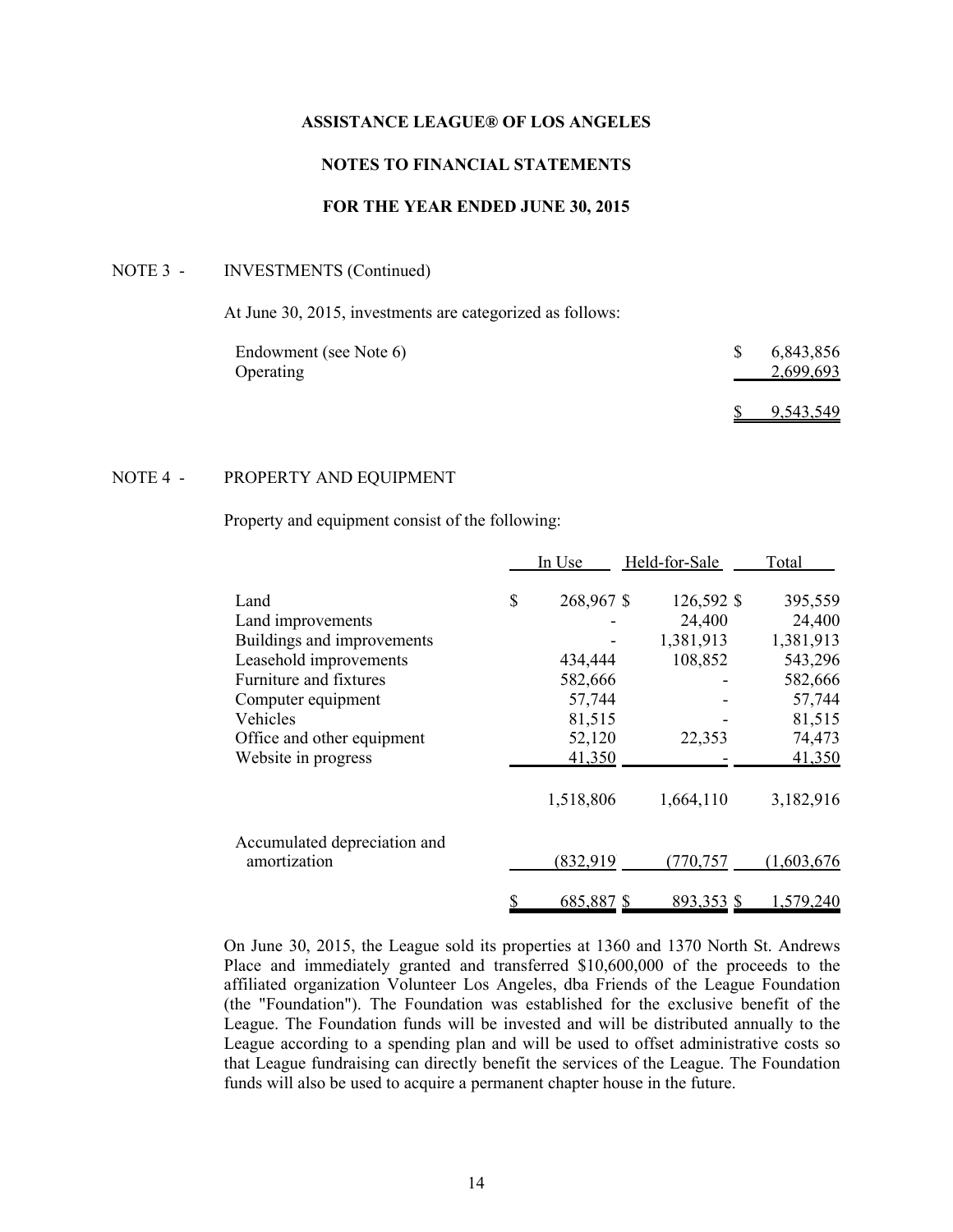**ASSISTANCE LEAGUE® OF LOS ANGELES**

**NOTES TO FINANCIAL STATEMENTS**

**FOR THE YEAR ENDED JUNE 30, 2015**

NOTE 3 - INVESTMENTS (Continued)

At June 30, 2015, investments are categorized as follows:

| | |
|---|---|
| Endowment (see Note 6) | $ 6,843,856 |
| Operating | 2,699,693 |
| | $ 9,543,549 |

NOTE 4 - PROPERTY AND EQUIPMENT

Property and equipment consist of the following:

| | In Use | Held-for-Sale | Total |
|---|---|---|---|
| Land | $ 268,967 | $ 126,592 | $ 395,559 |
| Land improvements | - | 24,400 | 24,400 |
| Buildings and improvements | - | 1,381,913 | 1,381,913 |
| Leasehold improvements | 434,444 | 108,852 | 543,296 |
| Furniture and fixtures | 582,666 | - | 582,666 |
| Computer equipment | 57,744 | - | 57,744 |
| Vehicles | 81,515 | - | 81,515 |
| Office and other equipment | 52,120 | 22,353 | 74,473 |
| Website in progress | 41,350 | - | 41,350 |
| | 1,518,806 | 1,664,110 | 3,182,916 |
| Accumulated depreciation and amortization | (832,919 | (770,757 | (1,603,676 |
| | $ 685,887 | $ 893,353 | $ 1,579,240 |

On June 30, 2015, the League sold its properties at 1360 and 1370 North St. Andrews Place and immediately granted and transferred $10,600,000 of the proceeds to the affiliated organization Volunteer Los Angeles, dba Friends of the League Foundation (the "Foundation"). The Foundation was established for the exclusive benefit of the League. The Foundation funds will be invested and will be distributed annually to the League according to a spending plan and will be used to offset administrative costs so that League fundraising can directly benefit the services of the League. The Foundation funds will also be used to acquire a permanent chapter house in the future.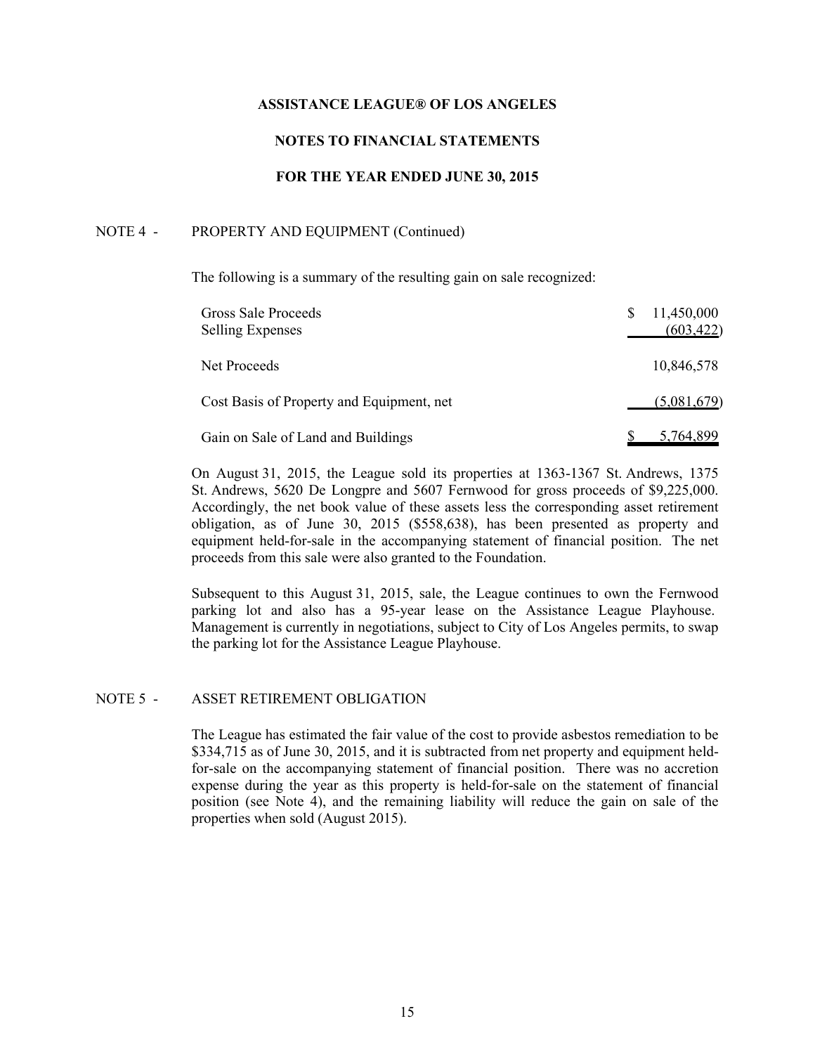**ASSISTANCE LEAGUE® OF LOS ANGELES**

**NOTES TO FINANCIAL STATEMENTS**

**FOR THE YEAR ENDED JUNE 30, 2015**

NOTE 4 - PROPERTY AND EQUIPMENT (Continued)

The following is a summary of the resulting gain on sale recognized:

| | |
|---|---|
| Gross Sale Proceeds | $ 11,450,000 |
| Selling Expenses | (603,422) |
| Net Proceeds | 10,846,578 |
| Cost Basis of Property and Equipment, net | (5,081,679) |
| Gain on Sale of Land and Buildings | $ 5,764,899 |

On August 31, 2015, the League sold its properties at 1363-1367 St. Andrews, 1375 St. Andrews, 5620 De Longpre and 5607 Fernwood for gross proceeds of $9,225,000. Accordingly, the net book value of these assets less the corresponding asset retirement obligation, as of June 30, 2015 ($558,638), has been presented as property and equipment held-for-sale in the accompanying statement of financial position. The net proceeds from this sale were also granted to the Foundation.

Subsequent to this August 31, 2015, sale, the League continues to own the Fernwood parking lot and also has a 95-year lease on the Assistance League Playhouse. Management is currently in negotiations, subject to City of Los Angeles permits, to swap the parking lot for the Assistance League Playhouse.

NOTE 5 - ASSET RETIREMENT OBLIGATION

The League has estimated the fair value of the cost to provide asbestos remediation to be $334,715 as of June 30, 2015, and it is subtracted from net property and equipment held-for-sale on the accompanying statement of financial position. There was no accretion expense during the year as this property is held-for-sale on the statement of financial position (see Note 4), and the remaining liability will reduce the gain on sale of the properties when sold (August 2015).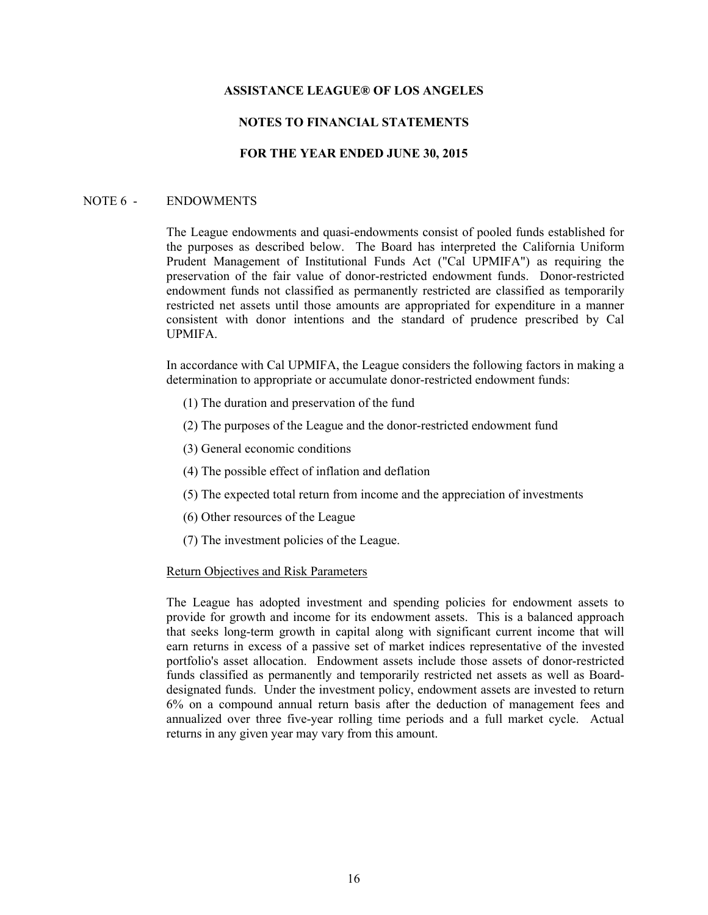# ASSISTANCE LEAGUE® OF LOS ANGELES

## NOTES TO FINANCIAL STATEMENTS

## FOR THE YEAR ENDED JUNE 30, 2015

### NOTE 6 - ENDOWMENTS

The League endowments and quasi-endowments consist of pooled funds established for the purposes as described below. The Board has interpreted the California Uniform Prudent Management of Institutional Funds Act ("Cal UPMIFA") as requiring the preservation of the fair value of donor-restricted endowment funds. Donor-restricted endowment funds not classified as permanently restricted are classified as temporarily restricted net assets until those amounts are appropriated for expenditure in a manner consistent with donor intentions and the standard of prudence prescribed by Cal UPMIFA.

In accordance with Cal UPMIFA, the League considers the following factors in making a determination to appropriate or accumulate donor-restricted endowment funds:

(1) The duration and preservation of the fund

(2) The purposes of the League and the donor-restricted endowment fund

(3) General economic conditions

(4) The possible effect of inflation and deflation

(5) The expected total return from income and the appreciation of investments

(6) Other resources of the League

(7) The investment policies of the League.

Return Objectives and Risk Parameters

The League has adopted investment and spending policies for endowment assets to provide for growth and income for its endowment assets. This is a balanced approach that seeks long-term growth in capital along with significant current income that will earn returns in excess of a passive set of market indices representative of the invested portfolio's asset allocation. Endowment assets include those assets of donor-restricted funds classified as permanently and temporarily restricted net assets as well as Board-designated funds. Under the investment policy, endowment assets are invested to return 6% on a compound annual return basis after the deduction of management fees and annualized over three five-year rolling time periods and a full market cycle. Actual returns in any given year may vary from this amount.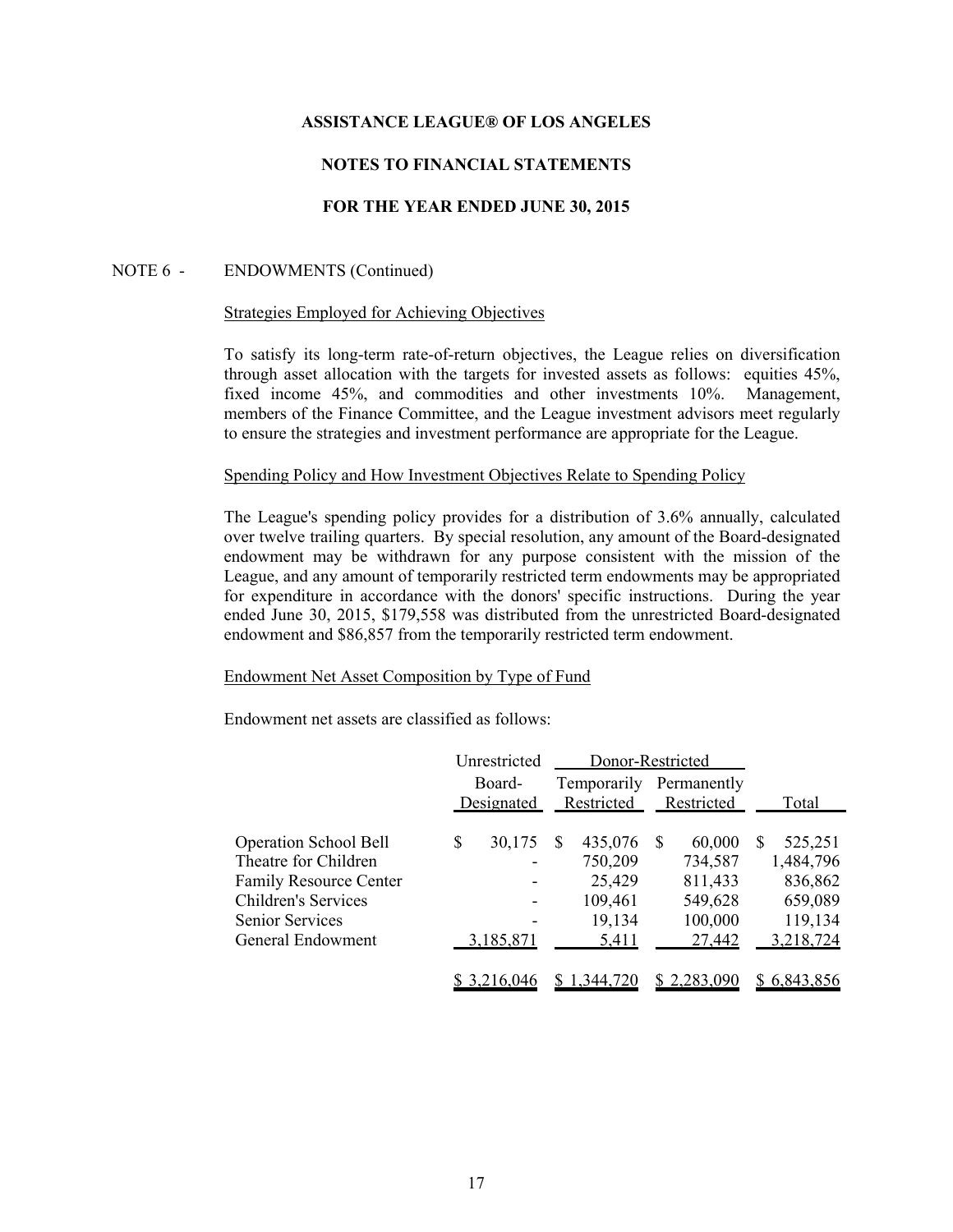# ASSISTANCE LEAGUE® OF LOS ANGELES

## NOTES TO FINANCIAL STATEMENTS

## FOR THE YEAR ENDED JUNE 30, 2015

NOTE 6 - ENDOWMENTS (Continued)

Strategies Employed for Achieving Objectives

To satisfy its long-term rate-of-return objectives, the League relies on diversification through asset allocation with the targets for invested assets as follows: equities 45%, fixed income 45%, and commodities and other investments 10%. Management, members of the Finance Committee, and the League investment advisors meet regularly to ensure the strategies and investment performance are appropriate for the League.

Spending Policy and How Investment Objectives Relate to Spending Policy

The League's spending policy provides for a distribution of 3.6% annually, calculated over twelve trailing quarters. By special resolution, any amount of the Board-designated endowment may be withdrawn for any purpose consistent with the mission of the League, and any amount of temporarily restricted term endowments may be appropriated for expenditure in accordance with the donors' specific instructions. During the year ended June 30, 2015, $179,558 was distributed from the unrestricted Board-designated endowment and $86,857 from the temporarily restricted term endowment.

Endowment Net Asset Composition by Type of Fund

Endowment net assets are classified as follows:

| | Unrestricted | Donor-Restricted | | |
|---|---|---|---|---|
| | Board-Designated | Temporarily Restricted | Permanently Restricted | Total |
| Operation School Bell | $ 30,175 | $ 435,076 | $ 60,000 | $ 525,251 |
| Theatre for Children | - | 750,209 | 734,587 | 1,484,796 |
| Family Resource Center | - | 25,429 | 811,433 | 836,862 |
| Children's Services | - | 109,461 | 549,628 | 659,089 |
| Senior Services | - | 19,134 | 100,000 | 119,134 |
| General Endowment | 3,185,871 | 5,411 | 27,442 | 3,218,724 |
| | $ 3,216,046 | $ 1,344,720 | $ 2,283,090 | $ 6,843,856 |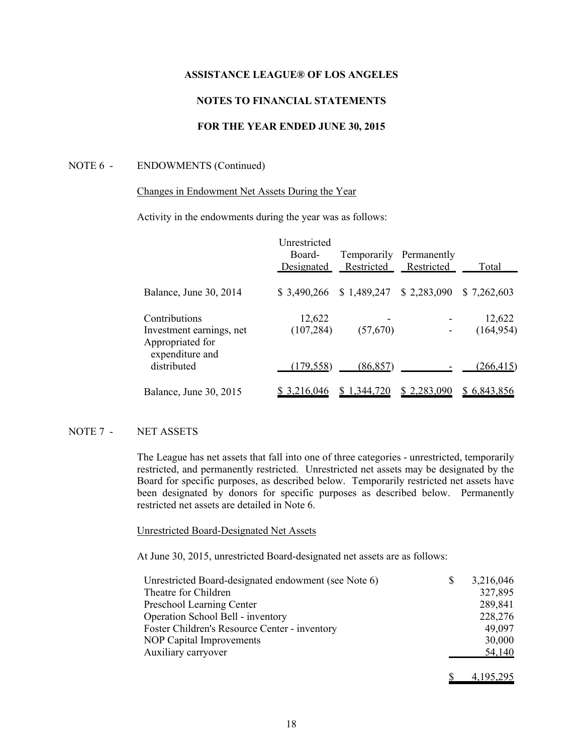ASSISTANCE LEAGUE® OF LOS ANGELES

NOTES TO FINANCIAL STATEMENTS

FOR THE YEAR ENDED JUNE 30, 2015

NOTE 6 - ENDOWMENTS (Continued)

Changes in Endowment Net Assets During the Year

Activity in the endowments during the year was as follows:

| | Unrestricted Board-Designated | Temporarily Restricted | Permanently Restricted | Total |
|---|---|---|---|---|
| Balance, June 30, 2014 | $ 3,490,266 | $ 1,489,247 | $ 2,283,090 | $ 7,262,603 |
| Contributions | 12,622 | - | - | 12,622 |
| Investment earnings, net | (107,284) | (57,670) | - | (164,954) |
| Appropriated for expenditure and distributed | (179,558) | (86,857) | - | (266,415) |
| Balance, June 30, 2015 | $ 3,216,046 | $ 1,344,720 | $ 2,283,090 | $ 6,843,856 |

NOTE 7 - NET ASSETS

The League has net assets that fall into one of three categories - unrestricted, temporarily restricted, and permanently restricted. Unrestricted net assets may be designated by the Board for specific purposes, as described below. Temporarily restricted net assets have been designated by donors for specific purposes as described below. Permanently restricted net assets are detailed in Note 6.

Unrestricted Board-Designated Net Assets

At June 30, 2015, unrestricted Board-designated net assets are as follows:

| | |
|---|---|
| Unrestricted Board-designated endowment (see Note 6) | $ 3,216,046 |
| Theatre for Children | 327,895 |
| Preschool Learning Center | 289,841 |
| Operation School Bell - inventory | 228,276 |
| Foster Children's Resource Center - inventory | 49,097 |
| NOP Capital Improvements | 30,000 |
| Auxiliary carryover | 54,140 |
| | $ 4,195,295 |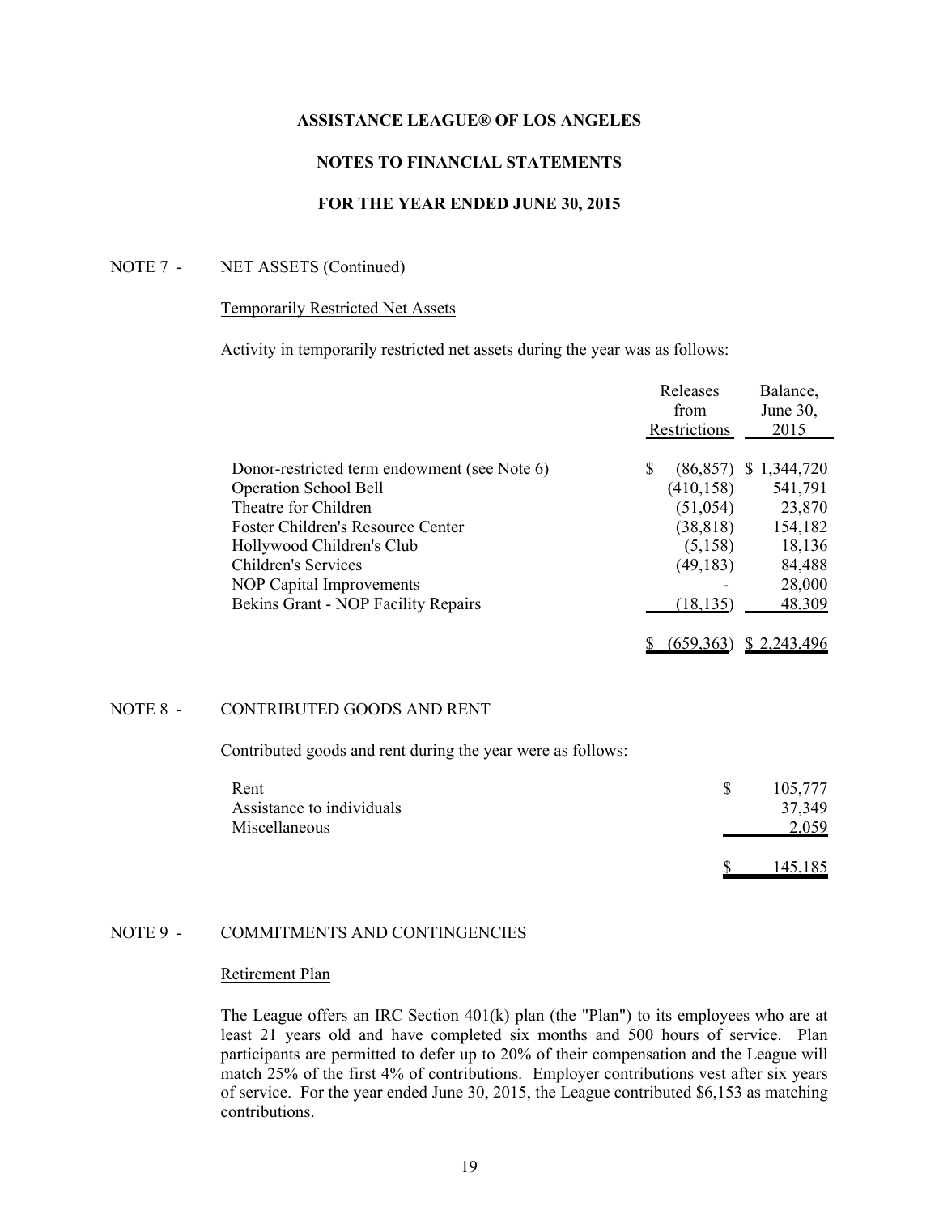ASSISTANCE LEAGUE® OF LOS ANGELES

NOTES TO FINANCIAL STATEMENTS

FOR THE YEAR ENDED JUNE 30, 2015

NOTE 7 - NET ASSETS (Continued)

Temporarily Restricted Net Assets

Activity in temporarily restricted net assets during the year was as follows:

| | Releases from Restrictions | Balance, June 30, 2015 |
|---|---|---|
| Donor-restricted term endowment (see Note 6) | $ (86,857) | $ 1,344,720 |
| Operation School Bell | (410,158) | 541,791 |
| Theatre for Children | (51,054) | 23,870 |
| Foster Children's Resource Center | (38,818) | 154,182 |
| Hollywood Children's Club | (5,158) | 18,136 |
| Children's Services | (49,183) | 84,488 |
| NOP Capital Improvements | - | 28,000 |
| Bekins Grant - NOP Facility Repairs | (18,135) | 48,309 |
| | $ (659,363) | $ 2,243,496 |

NOTE 8 - CONTRIBUTED GOODS AND RENT

Contributed goods and rent during the year were as follows:

| | |
|---|---|
| Rent | $ 105,777 |
| Assistance to individuals | 37,349 |
| Miscellaneous | 2,059 |
| | $ 145,185 |

NOTE 9 - COMMITMENTS AND CONTINGENCIES

Retirement Plan

The League offers an IRC Section 401(k) plan (the "Plan") to its employees who are at least 21 years old and have completed six months and 500 hours of service. Plan participants are permitted to defer up to 20% of their compensation and the League will match 25% of the first 4% of contributions. Employer contributions vest after six years of service. For the year ended June 30, 2015, the League contributed $6,153 as matching contributions.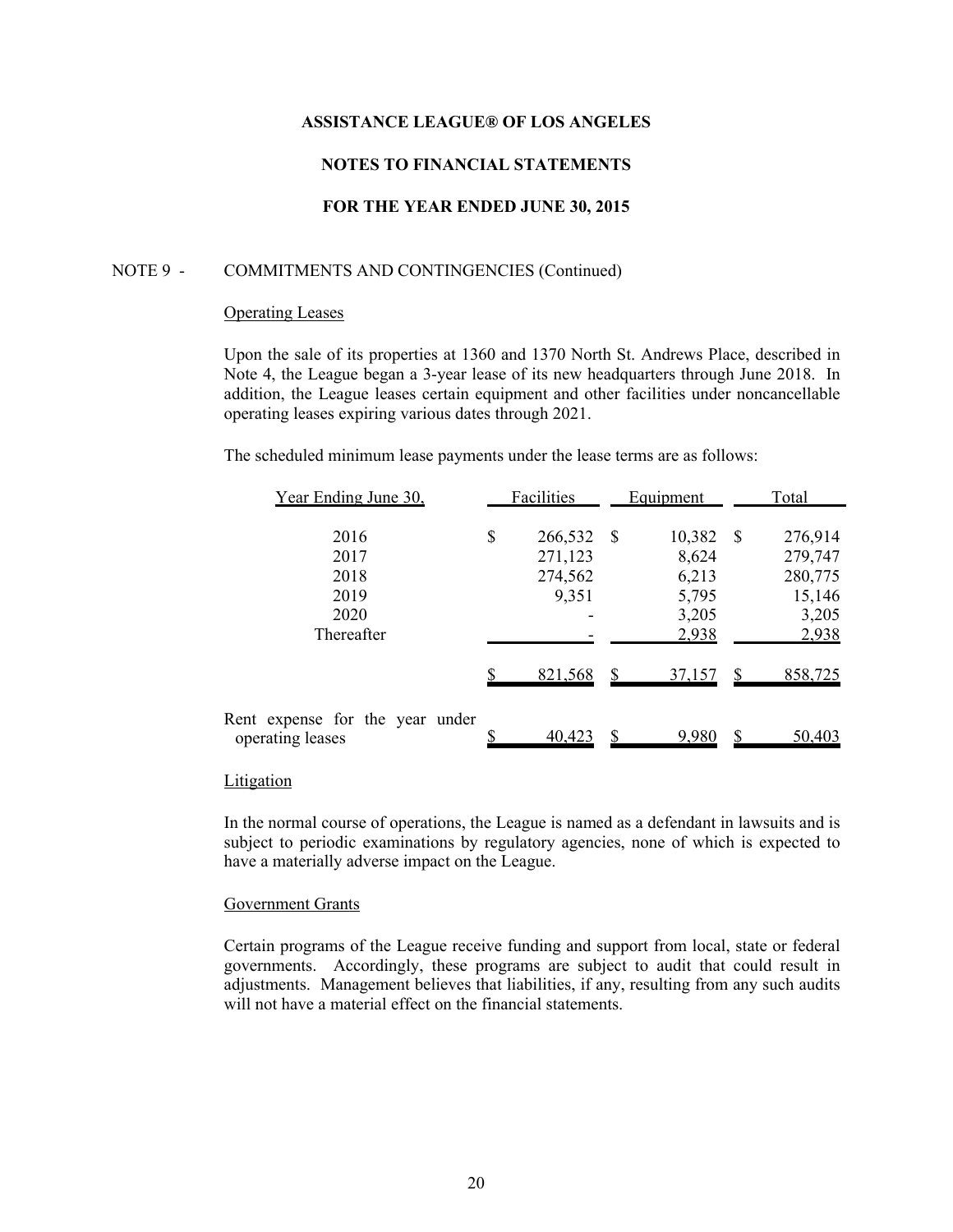ASSISTANCE LEAGUE® OF LOS ANGELES

NOTES TO FINANCIAL STATEMENTS

FOR THE YEAR ENDED JUNE 30, 2015

NOTE 9 - COMMITMENTS AND CONTINGENCIES (Continued)

Operating Leases

Upon the sale of its properties at 1360 and 1370 North St. Andrews Place, described in Note 4, the League began a 3-year lease of its new headquarters through June 2018. In addition, the League leases certain equipment and other facilities under noncancellable operating leases expiring various dates through 2021.

The scheduled minimum lease payments under the lease terms are as follows:

| Year Ending June 30, | Facilities | Equipment | Total |
|---|---|---|---|
| 2016 | $ 266,532 | $ 10,382 | $ 276,914 |
| 2017 | 271,123 | 8,624 | 279,747 |
| 2018 | 274,562 | 6,213 | 280,775 |
| 2019 | 9,351 | 5,795 | 15,146 |
| 2020 | - | 3,205 | 3,205 |
| Thereafter | - | 2,938 | 2,938 |
| | $ 821,568 | $ 37,157 | $ 858,725 |
| Rent expense for the year under operating leases | $ 40,423 | $ 9,980 | $ 50,403 |

Litigation

In the normal course of operations, the League is named as a defendant in lawsuits and is subject to periodic examinations by regulatory agencies, none of which is expected to have a materially adverse impact on the League.

Government Grants

Certain programs of the League receive funding and support from local, state or federal governments. Accordingly, these programs are subject to audit that could result in adjustments. Management believes that liabilities, if any, resulting from any such audits will not have a material effect on the financial statements.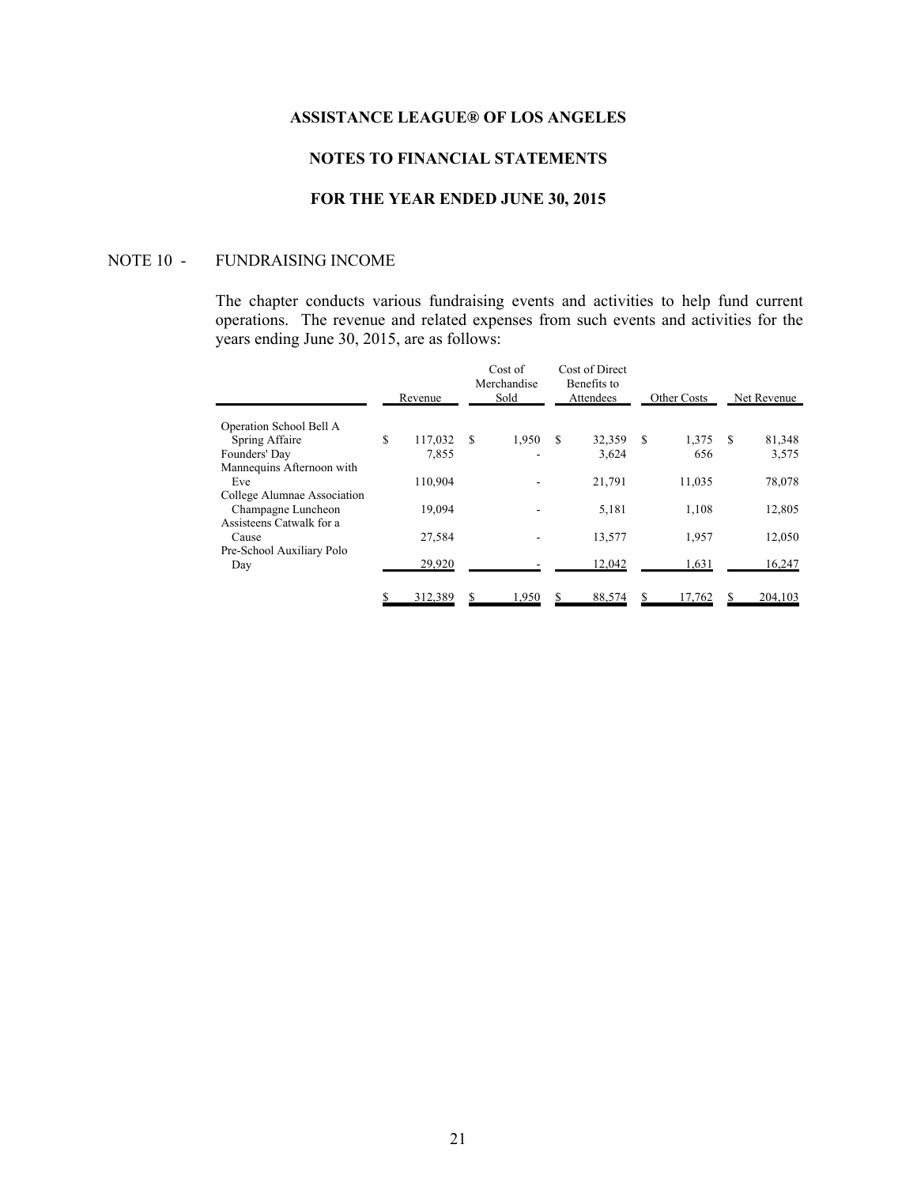**ASSISTANCE LEAGUE® OF LOS ANGELES**

**NOTES TO FINANCIAL STATEMENTS**

**FOR THE YEAR ENDED JUNE 30, 2015**

NOTE 10 - FUNDRAISING INCOME

The chapter conducts various fundraising events and activities to help fund current operations. The revenue and related expenses from such events and activities for the years ending June 30, 2015, are as follows:

| | Revenue | Cost of Merchandise Sold | Cost of Direct Benefits to Attendees | Other Costs | Net Revenue |
|---|---|---|---|---|---|
| Operation School Bell A Spring Affaire | $ 117,032 | $ 1,950 | $ 32,359 | $ 1,375 | $ 81,348 |
| Founders' Day | 7,855 | - | 3,624 | 656 | 3,575 |
| Mannequins Afternoon with Eve | 110,904 | - | 21,791 | 11,035 | 78,078 |
| College Alumnae Association Champagne Luncheon | 19,094 | - | 5,181 | 1,108 | 12,805 |
| Assisteens Catwalk for a Cause | 27,584 | - | 13,577 | 1,957 | 12,050 |
| Pre-School Auxiliary Polo Day | 29,920 | - | 12,042 | 1,631 | 16,247 |
| | $ 312,389 | $ 1,950 | $ 88,574 | $ 17,762 | $ 204,103 |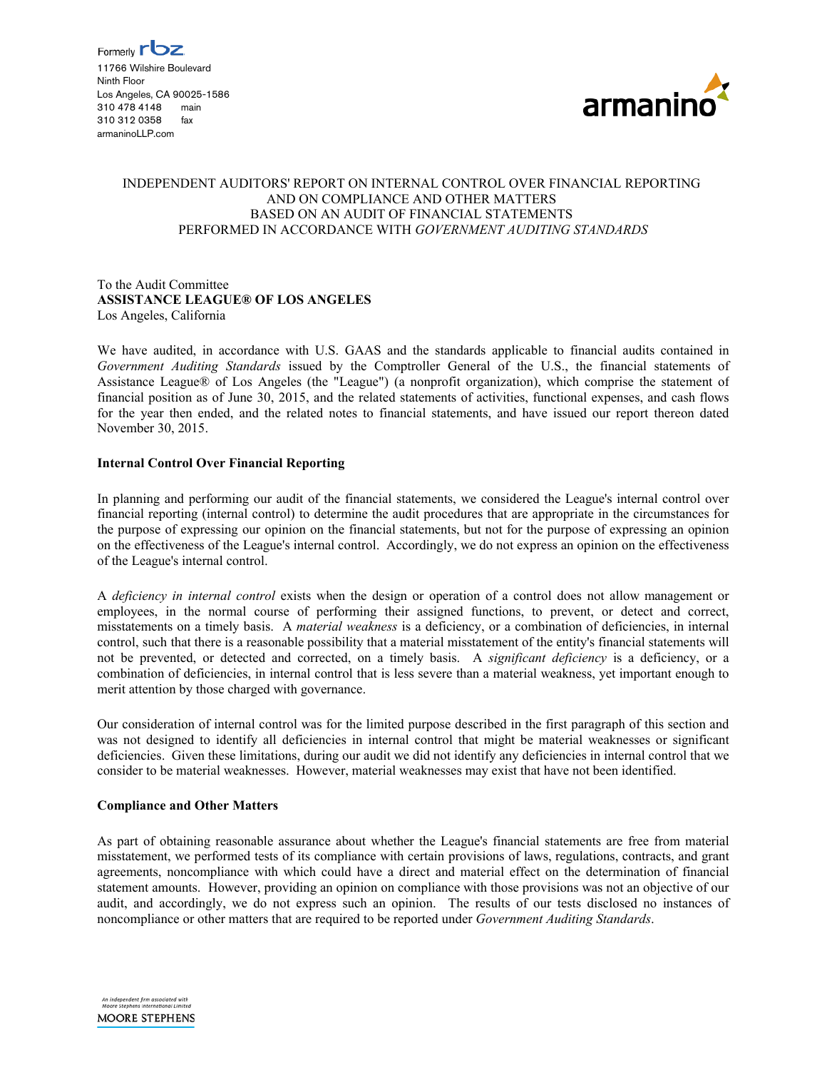Formerly rbz

11766 Wilshire Boulevard
Ninth Floor
Los Angeles, CA 90025-1586
310 478 4148 main
310 312 0358 fax
armaninoLLP.com

armanino

# INDEPENDENT AUDITORS' REPORT ON INTERNAL CONTROL OVER FINANCIAL REPORTING AND ON COMPLIANCE AND OTHER MATTERS BASED ON AN AUDIT OF FINANCIAL STATEMENTS PERFORMED IN ACCORDANCE WITH *GOVERNMENT AUDITING STANDARDS*

To the Audit Committee
**ASSISTANCE LEAGUE® OF LOS ANGELES**
Los Angeles, California

We have audited, in accordance with U.S. GAAS and the standards applicable to financial audits contained in *Government Auditing Standards* issued by the Comptroller General of the U.S., the financial statements of Assistance League® of Los Angeles (the "League") (a nonprofit organization), which comprise the statement of financial position as of June 30, 2015, and the related statements of activities, functional expenses, and cash flows for the year then ended, and the related notes to financial statements, and have issued our report thereon dated November 30, 2015.

**Internal Control Over Financial Reporting**

In planning and performing our audit of the financial statements, we considered the League's internal control over financial reporting (internal control) to determine the audit procedures that are appropriate in the circumstances for the purpose of expressing our opinion on the financial statements, but not for the purpose of expressing an opinion on the effectiveness of the League's internal control. Accordingly, we do not express an opinion on the effectiveness of the League's internal control.

A *deficiency in internal control* exists when the design or operation of a control does not allow management or employees, in the normal course of performing their assigned functions, to prevent, or detect and correct, misstatements on a timely basis. A *material weakness* is a deficiency, or a combination of deficiencies, in internal control, such that there is a reasonable possibility that a material misstatement of the entity's financial statements will not be prevented, or detected and corrected, on a timely basis. A *significant deficiency* is a deficiency, or a combination of deficiencies, in internal control that is less severe than a material weakness, yet important enough to merit attention by those charged with governance.

Our consideration of internal control was for the limited purpose described in the first paragraph of this section and was not designed to identify all deficiencies in internal control that might be material weaknesses or significant deficiencies. Given these limitations, during our audit we did not identify any deficiencies in internal control that we consider to be material weaknesses. However, material weaknesses may exist that have not been identified.

**Compliance and Other Matters**

As part of obtaining reasonable assurance about whether the League's financial statements are free from material misstatement, we performed tests of its compliance with certain provisions of laws, regulations, contracts, and grant agreements, noncompliance with which could have a direct and material effect on the determination of financial statement amounts. However, providing an opinion on compliance with those provisions was not an objective of our audit, and accordingly, we do not express such an opinion. The results of our tests disclosed no instances of noncompliance or other matters that are required to be reported under *Government Auditing Standards*.

An independent firm associated with Moore Stephens International Limited
MOORE STEPHENS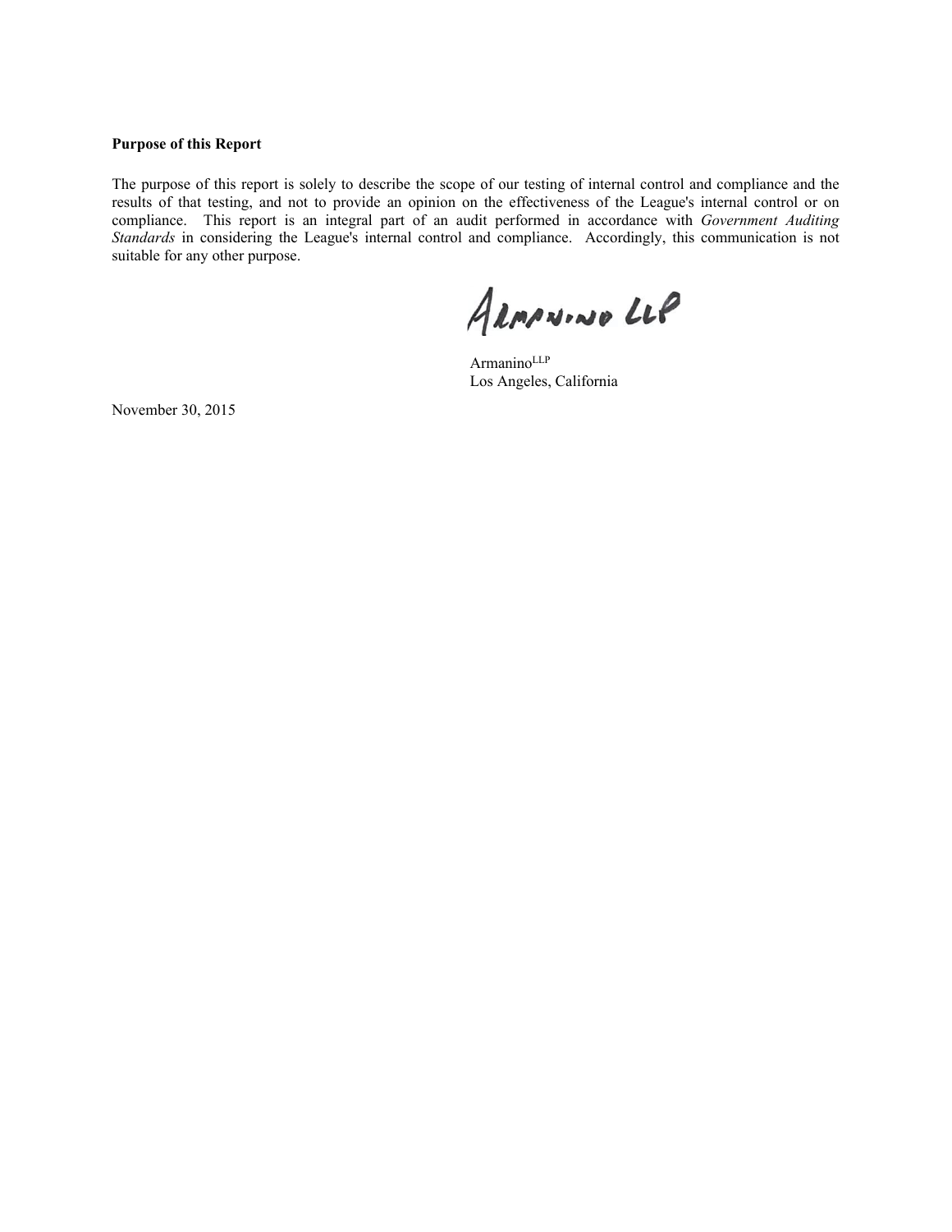**Purpose of this Report**

The purpose of this report is solely to describe the scope of our testing of internal control and compliance and the results of that testing, and not to provide an opinion on the effectiveness of the League's internal control or on compliance. This report is an integral part of an audit performed in accordance with *Government Auditing Standards* in considering the League's internal control and compliance. Accordingly, this communication is not suitable for any other purpose.

Armanino LLP

Armanino LLP
Los Angeles, California

November 30, 2015